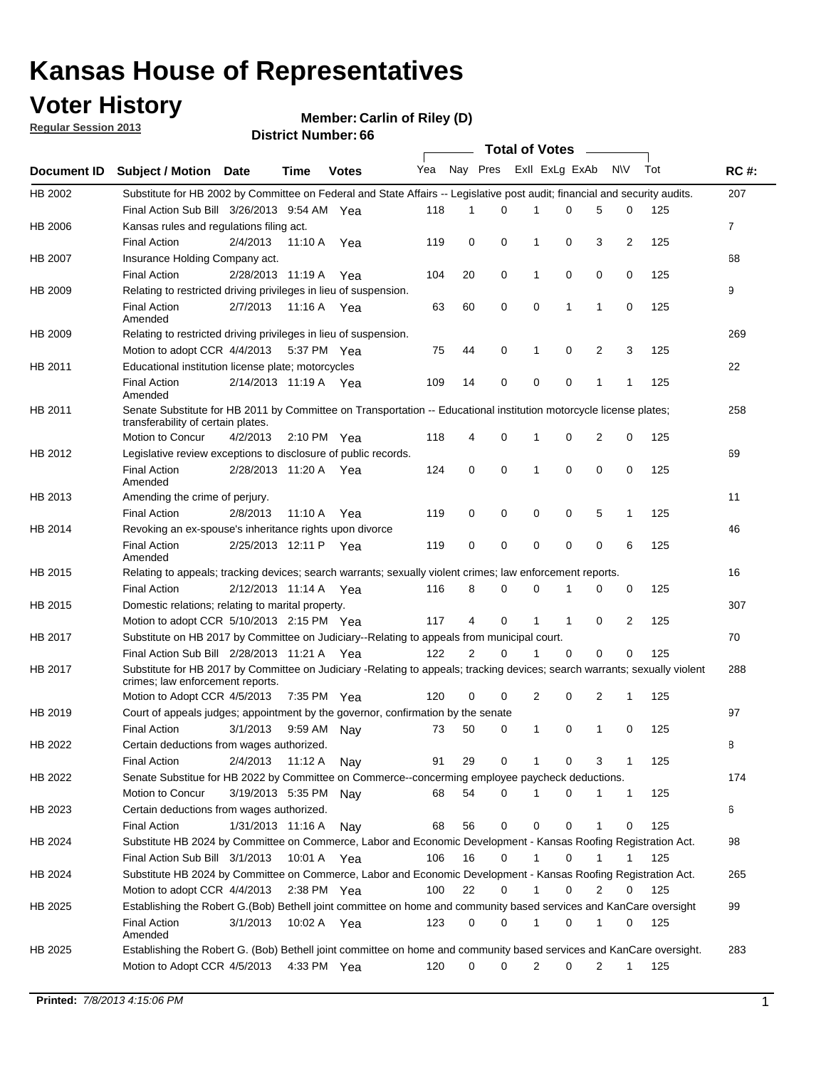# Kansas House of Representatives

## Voter History

**Regular Session 2013**

**Member: Carlin of Riley (D)**

**District Number: 66**

| Document ID | Subject / Motion | Date | Time | Votes | Yea | Nay | Pres | ExII | ExLg | ExAb | N\V | Tot | RC #: |
|---|---|---|---|---|---|---|---|---|---|---|---|---|---|
| HB 2002 | Substitute for HB 2002 by Committee on Federal and State Affairs -- Legislative post audit; financial and security audits. | | | | | | | | | | | | 207 |
| | Final Action Sub Bill | 3/26/2013 | 9:54 AM | Yea | 118 | 1 | 0 | 1 | 0 | 5 | 0 | 125 | |
| HB 2006 | Kansas rules and regulations filing act. | | | | | | | | | | | | 7 |
| | Final Action | 2/4/2013 | 11:10 A | Yea | 119 | 0 | 0 | 1 | 0 | 3 | 2 | 125 | |
| HB 2007 | Insurance Holding Company act. | | | | | | | | | | | | 68 |
| | Final Action | 2/28/2013 | 11:19 A | Yea | 104 | 20 | 0 | 1 | 0 | 0 | 0 | 125 | |
| HB 2009 | Relating to restricted driving privileges in lieu of suspension. | | | | | | | | | | | | 9 |
| | Final Action Amended | 2/7/2013 | 11:16 A | Yea | 63 | 60 | 0 | 0 | 1 | 1 | 0 | 125 | |
| HB 2009 | Relating to restricted driving privileges in lieu of suspension. | | | | | | | | | | | | 269 |
| | Motion to adopt CCR | 4/4/2013 | 5:37 PM | Yea | 75 | 44 | 0 | 1 | 0 | 2 | 3 | 125 | |
| HB 2011 | Educational institution license plate; motorcycles | | | | | | | | | | | | 22 |
| | Final Action Amended | 2/14/2013 | 11:19 A | Yea | 109 | 14 | 0 | 0 | 0 | 1 | 1 | 125 | |
| HB 2011 | Senate Substitute for HB 2011 by Committee on Transportation -- Educational institution motorcycle license plates; transferability of certain plates. | | | | | | | | | | | | 258 |
| | Motion to Concur | 4/2/2013 | 2:10 PM | Yea | 118 | 4 | 0 | 1 | 0 | 2 | 0 | 125 | |
| HB 2012 | Legislative review exceptions to disclosure of public records. | | | | | | | | | | | | 69 |
| | Final Action Amended | 2/28/2013 | 11:20 A | Yea | 124 | 0 | 0 | 1 | 0 | 0 | 0 | 125 | |
| HB 2013 | Amending the crime of perjury. | | | | | | | | | | | | 11 |
| | Final Action | 2/8/2013 | 11:10 A | Yea | 119 | 0 | 0 | 0 | 0 | 5 | 1 | 125 | |
| HB 2014 | Revoking an ex-spouse's inheritance rights upon divorce | | | | | | | | | | | | 46 |
| | Final Action Amended | 2/25/2013 | 12:11 P | Yea | 119 | 0 | 0 | 0 | 0 | 0 | 6 | 125 | |
| HB 2015 | Relating to appeals; tracking devices; search warrants; sexually violent crimes; law enforcement reports. | | | | | | | | | | | | 16 |
| | Final Action | 2/12/2013 | 11:14 A | Yea | 116 | 8 | 0 | 0 | 1 | 0 | 0 | 125 | |
| HB 2015 | Domestic relations; relating to marital property. | | | | | | | | | | | | 307 |
| | Motion to adopt CCR | 5/10/2013 | 2:15 PM | Yea | 117 | 4 | 0 | 1 | 1 | 0 | 2 | 125 | |
| HB 2017 | Substitute on HB 2017 by Committee on Judiciary--Relating to appeals from municipal court. | | | | | | | | | | | | 70 |
| | Final Action Sub Bill | 2/28/2013 | 11:21 A | Yea | 122 | 2 | 0 | 1 | 0 | 0 | 0 | 125 | |
| HB 2017 | Substitute for HB 2017 by Committee on Judiciary -Relating to appeals; tracking devices; search warrants; sexually violent crimes; law enforcement reports. | | | | | | | | | | | | 288 |
| | Motion to Adopt CCR | 4/5/2013 | 7:35 PM | Yea | 120 | 0 | 0 | 2 | 0 | 2 | 1 | 125 | |
| HB 2019 | Court of appeals judges; appointment by the governor, confirmation by the senate | | | | | | | | | | | | 97 |
| | Final Action | 3/1/2013 | 9:59 AM | Nay | 73 | 50 | 0 | 1 | 0 | 1 | 0 | 125 | |
| HB 2022 | Certain deductions from wages authorized. | | | | | | | | | | | | 8 |
| | Final Action | 2/4/2013 | 11:12 A | Nay | 91 | 29 | 0 | 1 | 0 | 3 | 1 | 125 | |
| HB 2022 | Senate Substitue for HB 2022 by Committee on Commerce--concerning employee paycheck deductions. | | | | | | | | | | | | 174 |
| | Motion to Concur | 3/19/2013 | 5:35 PM | Nay | 68 | 54 | 0 | 1 | 0 | 1 | 1 | 125 | |
| HB 2023 | Certain deductions from wages authorized. | | | | | | | | | | | | 6 |
| | Final Action | 1/31/2013 | 11:16 A | Nay | 68 | 56 | 0 | 0 | 0 | 1 | 0 | 125 | |
| HB 2024 | Substitute HB 2024 by Committee on Commerce, Labor and Economic Development - Kansas Roofing Registration Act. | | | | | | | | | | | | 98 |
| | Final Action Sub Bill | 3/1/2013 | 10:01 A | Yea | 106 | 16 | 0 | 1 | 0 | 1 | 1 | 125 | |
| HB 2024 | Substitute HB 2024 by Committee on Commerce, Labor and Economic Development - Kansas Roofing Registration Act. | | | | | | | | | | | | 265 |
| | Motion to adopt CCR | 4/4/2013 | 2:38 PM | Yea | 100 | 22 | 0 | 1 | 0 | 2 | 0 | 125 | |
| HB 2025 | Establishing the Robert G.(Bob) Bethell joint committee on home and community based services and KanCare oversight | | | | | | | | | | | | 99 |
| | Final Action Amended | 3/1/2013 | 10:02 A | Yea | 123 | 0 | 0 | 1 | 0 | 1 | 0 | 125 | |
| HB 2025 | Establishing the Robert G. (Bob) Bethell joint committee on home and community based services and KanCare oversight. | | | | | | | | | | | | 283 |
| | Motion to Adopt CCR | 4/5/2013 | 4:33 PM | Yea | 120 | 0 | 0 | 2 | 0 | 2 | 1 | 125 | |

**Printed:** *7/8/2013 4:15:06 PM*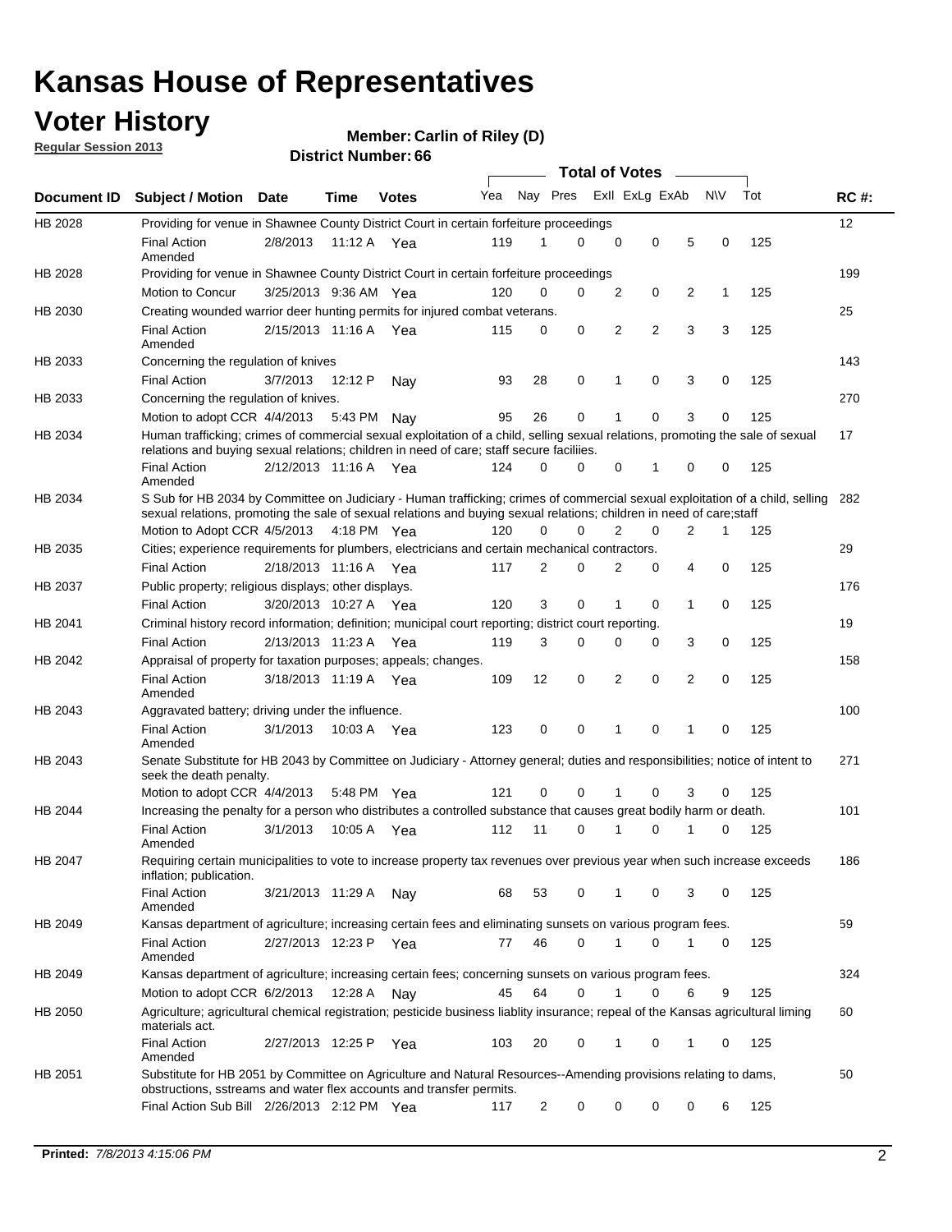# Kansas House of Representatives

## Voter History

**Regular Session 2013**

**Member: Carlin of Riley (D)**

**District Number: 66**

| Document ID | Subject / Motion | Date | Time | Votes | Yea | Nay | Pres | ExII | ExLg | ExAb | N\V | Tot | RC #: |
|---|---|---|---|---|---|---|---|---|---|---|---|---|---|
| HB 2028 | Providing for venue in Shawnee County District Court in certain forfeiture proceedings | | | | | | | | | | | | 12 |
| | Final Action Amended | 2/8/2013 | 11:12 A | Yea | 119 | 1 | 0 | 0 | 0 | 5 | 0 | 125 | |
| HB 2028 | Providing for venue in Shawnee County District Court in certain forfeiture proceedings | | | | | | | | | | | | 199 |
| | Motion to Concur | 3/25/2013 | 9:36 AM | Yea | 120 | 0 | 0 | 2 | 0 | 2 | 1 | 125 | |
| HB 2030 | Creating wounded warrior deer hunting permits for injured combat veterans. | | | | | | | | | | | | 25 |
| | Final Action Amended | 2/15/2013 | 11:16 A | Yea | 115 | 0 | 0 | 2 | 2 | 3 | 3 | 125 | |
| HB 2033 | Concerning the regulation of knives | | | | | | | | | | | | 143 |
| | Final Action | 3/7/2013 | 12:12 P | Nay | 93 | 28 | 0 | 1 | 0 | 3 | 0 | 125 | |
| HB 2033 | Concerning the regulation of knives. | | | | | | | | | | | | 270 |
| | Motion to adopt CCR | 4/4/2013 | 5:43 PM | Nay | 95 | 26 | 0 | 1 | 0 | 3 | 0 | 125 | |
| HB 2034 | Human trafficking; crimes of commercial sexual exploitation of a child, selling sexual relations, promoting the sale of sexual relations and buying sexual relations; children in need of care; staff secure faciliies. | | | | | | | | | | | | 17 |
| | Final Action Amended | 2/12/2013 | 11:16 A | Yea | 124 | 0 | 0 | 0 | 1 | 0 | 0 | 125 | |
| HB 2034 | S Sub for HB 2034 by Committee on Judiciary - Human trafficking; crimes of commercial sexual exploitation of a child, selling sexual relations, promoting the sale of sexual relations and buying sexual relations; children in need of care;staff | | | | | | | | | | | | 282 |
| | Motion to Adopt CCR | 4/5/2013 | 4:18 PM | Yea | 120 | 0 | 0 | 2 | 0 | 2 | 1 | 125 | |
| HB 2035 | Cities; experience requirements for plumbers, electricians and certain mechanical contractors. | | | | | | | | | | | | 29 |
| | Final Action | 2/18/2013 | 11:16 A | Yea | 117 | 2 | 0 | 2 | 0 | 4 | 0 | 125 | |
| HB 2037 | Public property; religious displays; other displays. | | | | | | | | | | | | 176 |
| | Final Action | 3/20/2013 | 10:27 A | Yea | 120 | 3 | 0 | 1 | 0 | 1 | 0 | 125 | |
| HB 2041 | Criminal history record information; definition; municipal court reporting; district court reporting. | | | | | | | | | | | | 19 |
| | Final Action | 2/13/2013 | 11:23 A | Yea | 119 | 3 | 0 | 0 | 0 | 3 | 0 | 125 | |
| HB 2042 | Appraisal of property for taxation purposes; appeals; changes. | | | | | | | | | | | | 158 |
| | Final Action Amended | 3/18/2013 | 11:19 A | Yea | 109 | 12 | 0 | 2 | 0 | 2 | 0 | 125 | |
| HB 2043 | Aggravated battery; driving under the influence. | | | | | | | | | | | | 100 |
| | Final Action Amended | 3/1/2013 | 10:03 A | Yea | 123 | 0 | 0 | 1 | 0 | 1 | 0 | 125 | |
| HB 2043 | Senate Substitute for HB 2043 by Committee on Judiciary - Attorney general; duties and responsibilities; notice of intent to seek the death penalty. | | | | | | | | | | | | 271 |
| | Motion to adopt CCR | 4/4/2013 | 5:48 PM | Yea | 121 | 0 | 0 | 1 | 0 | 3 | 0 | 125 | |
| HB 2044 | Increasing the penalty for a person who distributes a controlled substance that causes great bodily harm or death. | | | | | | | | | | | | 101 |
| | Final Action Amended | 3/1/2013 | 10:05 A | Yea | 112 | 11 | 0 | 1 | 0 | 1 | 0 | 125 | |
| HB 2047 | Requiring certain municipalities to vote to increase property tax revenues over previous year when such increase exceeds inflation; publication. | | | | | | | | | | | | 186 |
| | Final Action Amended | 3/21/2013 | 11:29 A | Nay | 68 | 53 | 0 | 1 | 0 | 3 | 0 | 125 | |
| HB 2049 | Kansas department of agriculture; increasing certain fees and eliminating sunsets on various program fees. | | | | | | | | | | | | 59 |
| | Final Action Amended | 2/27/2013 | 12:23 P | Yea | 77 | 46 | 0 | 1 | 0 | 1 | 0 | 125 | |
| HB 2049 | Kansas department of agriculture; increasing certain fees; concerning sunsets on various program fees. | | | | | | | | | | | | 324 |
| | Motion to adopt CCR | 6/2/2013 | 12:28 A | Nay | 45 | 64 | 0 | 1 | 0 | 6 | 9 | 125 | |
| HB 2050 | Agriculture; agricultural chemical registration; pesticide business liablity insurance; repeal of the Kansas agricultural liming materials act. | | | | | | | | | | | | 60 |
| | Final Action Amended | 2/27/2013 | 12:25 P | Yea | 103 | 20 | 0 | 1 | 0 | 1 | 0 | 125 | |
| HB 2051 | Substitute for HB 2051 by Committee on Agriculture and Natural Resources--Amending provisions relating to dams, obstructions, sstreams and water flex accounts and transfer permits. | | | | | | | | | | | | 50 |
| | Final Action Sub Bill | 2/26/2013 | 2:12 PM | Yea | 117 | 2 | 0 | 0 | 0 | 0 | 6 | 125 | |

**Printed:** *7/8/2013 4:15:06 PM*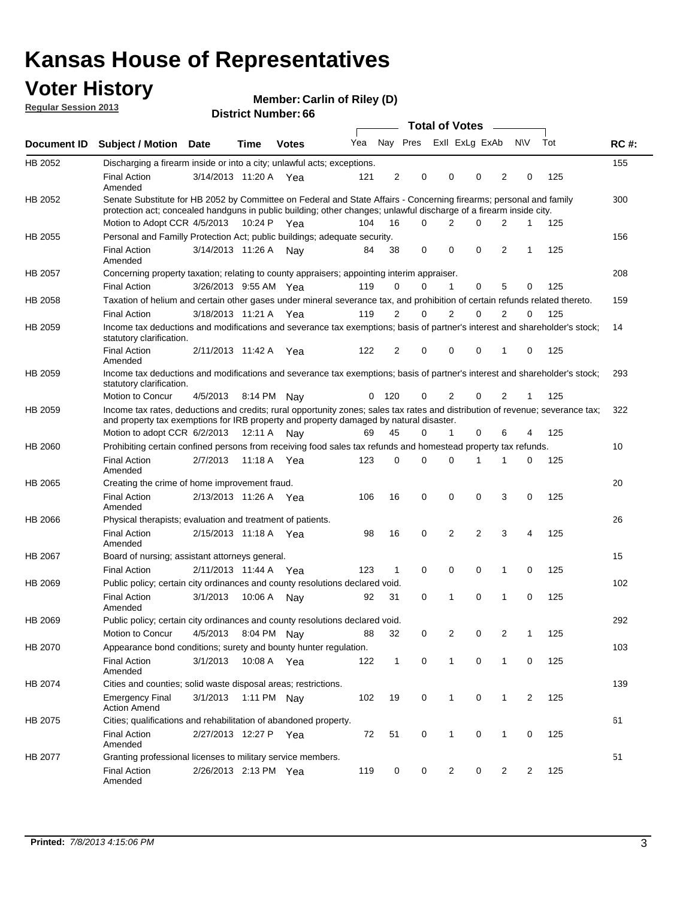# Kansas House of Representatives

## Voter History

**Regular Session 2013**

**Member: Carlin of Riley (D)**

**District Number: 66**

| Document ID | Subject / Motion | Date | Time | Votes | Yea | Nay | Pres | ExII | ExLg | ExAb | N\V | Tot | RC #: |
|---|---|---|---|---|---|---|---|---|---|---|---|---|---|
| HB 2052 | Discharging a firearm inside or into a city; unlawful acts; exceptions. | | | | | | | | | | | | 155 |
| | Final Action Amended | 3/14/2013 | 11:20 A | Yea | 121 | 2 | 0 | 0 | 0 | 2 | 0 | 125 | |
| HB 2052 | Senate Substitute for HB 2052 by Committee on Federal and State Affairs - Concerning firearms; personal and family protection act; concealed handguns in public building; other changes; unlawful discharge of a firearm inside city. | | | | | | | | | | | | 300 |
| | Motion to Adopt CCR | 4/5/2013 | 10:24 P | Yea | 104 | 16 | 0 | 2 | 0 | 2 | 1 | 125 | |
| HB 2055 | Personal and Familly Protection Act; public buildings; adequate security. | | | | | | | | | | | | 156 |
| | Final Action Amended | 3/14/2013 | 11:26 A | Nay | 84 | 38 | 0 | 0 | 0 | 2 | 1 | 125 | |
| HB 2057 | Concerning property taxation; relating to county appraisers; appointing interim appraiser. | | | | | | | | | | | | 208 |
| | Final Action | 3/26/2013 | 9:55 AM | Yea | 119 | 0 | 0 | 1 | 0 | 5 | 0 | 125 | |
| HB 2058 | Taxation of helium and certain other gases under mineral severance tax, and prohibition of certain refunds related thereto. | | | | | | | | | | | | 159 |
| | Final Action | 3/18/2013 | 11:21 A | Yea | 119 | 2 | 0 | 2 | 0 | 2 | 0 | 125 | |
| HB 2059 | Income tax deductions and modifications and severance tax exemptions; basis of partner's interest and shareholder's stock; statutory clarification. | | | | | | | | | | | | 14 |
| | Final Action Amended | 2/11/2013 | 11:42 A | Yea | 122 | 2 | 0 | 0 | 0 | 1 | 0 | 125 | |
| HB 2059 | Income tax deductions and modifications and severance tax exemptions; basis of partner's interest and shareholder's stock; statutory clarification. | | | | | | | | | | | | 293 |
| | Motion to Concur | 4/5/2013 | 8:14 PM | Nay | 0 | 120 | 0 | 2 | 0 | 2 | 1 | 125 | |
| HB 2059 | Income tax rates, deductions and credits; rural opportunity zones; sales tax rates and distribution of revenue; severance tax; and property tax exemptions for IRB property and property damaged by natural disaster. | | | | | | | | | | | | 322 |
| | Motion to adopt CCR | 6/2/2013 | 12:11 A | Nay | 69 | 45 | 0 | 1 | 0 | 6 | 4 | 125 | |
| HB 2060 | Prohibiting certain confined persons from receiving food sales tax refunds and homestead property tax refunds. | | | | | | | | | | | | 10 |
| | Final Action Amended | 2/7/2013 | 11:18 A | Yea | 123 | 0 | 0 | 0 | 1 | 1 | 0 | 125 | |
| HB 2065 | Creating the crime of home improvement fraud. | | | | | | | | | | | | 20 |
| | Final Action Amended | 2/13/2013 | 11:26 A | Yea | 106 | 16 | 0 | 0 | 0 | 3 | 0 | 125 | |
| HB 2066 | Physical therapists; evaluation and treatment of patients. | | | | | | | | | | | | 26 |
| | Final Action Amended | 2/15/2013 | 11:18 A | Yea | 98 | 16 | 0 | 2 | 2 | 3 | 4 | 125 | |
| HB 2067 | Board of nursing; assistant attorneys general. | | | | | | | | | | | | 15 |
| | Final Action | 2/11/2013 | 11:44 A | Yea | 123 | 1 | 0 | 0 | 0 | 1 | 0 | 125 | |
| HB 2069 | Public policy; certain city ordinances and county resolutions declared void. | | | | | | | | | | | | 102 |
| | Final Action Amended | 3/1/2013 | 10:06 A | Nay | 92 | 31 | 0 | 1 | 0 | 1 | 0 | 125 | |
| HB 2069 | Public policy; certain city ordinances and county resolutions declared void. | | | | | | | | | | | | 292 |
| | Motion to Concur | 4/5/2013 | 8:04 PM | Nay | 88 | 32 | 0 | 2 | 0 | 2 | 1 | 125 | |
| HB 2070 | Appearance bond conditions; surety and bounty hunter regulation. | | | | | | | | | | | | 103 |
| | Final Action Amended | 3/1/2013 | 10:08 A | Yea | 122 | 1 | 0 | 1 | 0 | 1 | 0 | 125 | |
| HB 2074 | Cities and counties; solid waste disposal areas; restrictions. | | | | | | | | | | | | 139 |
| | Emergency Final Action Amend | 3/1/2013 | 1:11 PM | Nay | 102 | 19 | 0 | 1 | 0 | 1 | 2 | 125 | |
| HB 2075 | Cities; qualifications and rehabilitation of abandoned property. | | | | | | | | | | | | 61 |
| | Final Action Amended | 2/27/2013 | 12:27 P | Yea | 72 | 51 | 0 | 1 | 0 | 1 | 0 | 125 | |
| HB 2077 | Granting professional licenses to military service members. | | | | | | | | | | | | 51 |
| | Final Action Amended | 2/26/2013 | 2:13 PM | Yea | 119 | 0 | 0 | 2 | 0 | 2 | 2 | 125 | |

**Printed:** *7/8/2013 4:15:06 PM*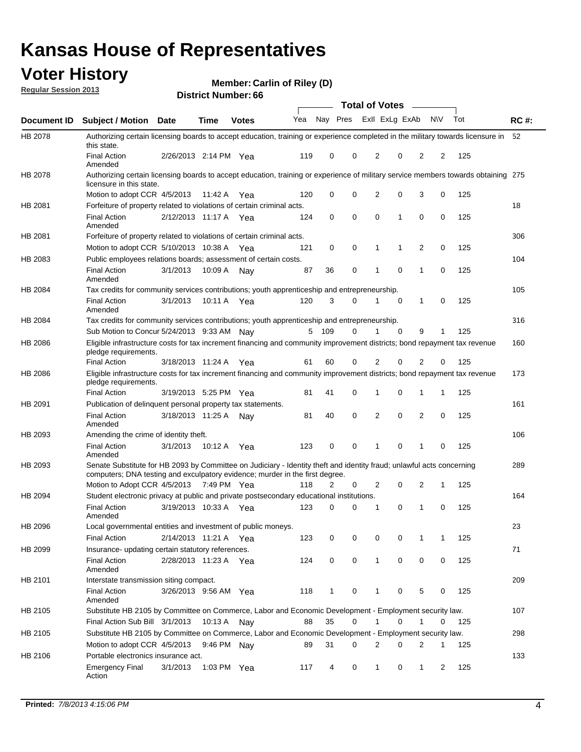# Kansas House of Representatives

## Voter History

**Regular Session 2013**

**Member: Carlin of Riley (D)**

**District Number: 66**

| Document ID | Subject / Motion | Date | Time | Votes | Yea | Nay | Pres | ExII | ExLg | ExAb | N\V | Tot | RC #: |
|---|---|---|---|---|---|---|---|---|---|---|---|---|---|
| HB 2078 | Authorizing certain licensing boards to accept education, training or experience completed in the military towards licensure in this state. | | | | | | | | | | | | 52 |
| | Final Action Amended | 2/26/2013 | 2:14 PM | Yea | 119 | 0 | 0 | 2 | 0 | 2 | 2 | 125 | |
| HB 2078 | Authorizing certain licensing boards to accept education, training or experience of military service members towards obtaining licensure in this state. | | | | | | | | | | | | 275 |
| | Motion to adopt CCR | 4/5/2013 | 11:42 A | Yea | 120 | 0 | 0 | 2 | 0 | 3 | 0 | 125 | |
| HB 2081 | Forfeiture of property related to violations of certain criminal acts. | | | | | | | | | | | | 18 |
| | Final Action Amended | 2/12/2013 | 11:17 A | Yea | 124 | 0 | 0 | 0 | 1 | 0 | 0 | 125 | |
| HB 2081 | Forfeiture of property related to violations of certain criminal acts. | | | | | | | | | | | | 306 |
| | Motion to adopt CCR | 5/10/2013 | 10:38 A | Yea | 121 | 0 | 0 | 1 | 1 | 2 | 0 | 125 | |
| HB 2083 | Public employees relations boards; assessment of certain costs. | | | | | | | | | | | | 104 |
| | Final Action Amended | 3/1/2013 | 10:09 A | Nay | 87 | 36 | 0 | 1 | 0 | 1 | 0 | 125 | |
| HB 2084 | Tax credits for community services contributions; youth apprenticeship and entrepreneurship. | | | | | | | | | | | | 105 |
| | Final Action Amended | 3/1/2013 | 10:11 A | Yea | 120 | 3 | 0 | 1 | 0 | 1 | 0 | 125 | |
| HB 2084 | Tax credits for community services contributions; youth apprenticeship and entrepreneurship. | | | | | | | | | | | | 316 |
| | Sub Motion to Concur | 5/24/2013 | 9:33 AM | Nay | 5 | 109 | 0 | 1 | 0 | 9 | 1 | 125 | |
| HB 2086 | Eligible infrastructure costs for tax increment financing and community improvement districts; bond repayment tax revenue pledge requirements. | | | | | | | | | | | | 160 |
| | Final Action | 3/18/2013 | 11:24 A | Yea | 61 | 60 | 0 | 2 | 0 | 2 | 0 | 125 | |
| HB 2086 | Eligible infrastructure costs for tax increment financing and community improvement districts; bond repayment tax revenue pledge requirements. | | | | | | | | | | | | 173 |
| | Final Action | 3/19/2013 | 5:25 PM | Yea | 81 | 41 | 0 | 1 | 0 | 1 | 1 | 125 | |
| HB 2091 | Publication of delinquent personal property tax statements. | | | | | | | | | | | | 161 |
| | Final Action Amended | 3/18/2013 | 11:25 A | Nay | 81 | 40 | 0 | 2 | 0 | 2 | 0 | 125 | |
| HB 2093 | Amending the crime of identity theft. | | | | | | | | | | | | 106 |
| | Final Action Amended | 3/1/2013 | 10:12 A | Yea | 123 | 0 | 0 | 1 | 0 | 1 | 0 | 125 | |
| HB 2093 | Senate Substitute for HB 2093 by Committee on Judiciary - Identity theft and identity fraud; unlawful acts concerning computers; DNA testing and exculpatory evidence; murder in the first degree. | | | | | | | | | | | | 289 |
| | Motion to Adopt CCR | 4/5/2013 | 7:49 PM | Yea | 118 | 2 | 0 | 2 | 0 | 2 | 1 | 125 | |
| HB 2094 | Student electronic privacy at public and private postsecondary educational institutions. | | | | | | | | | | | | 164 |
| | Final Action Amended | 3/19/2013 | 10:33 A | Yea | 123 | 0 | 0 | 1 | 0 | 1 | 0 | 125 | |
| HB 2096 | Local governmental entities and investment of public moneys. | | | | | | | | | | | | 23 |
| | Final Action | 2/14/2013 | 11:21 A | Yea | 123 | 0 | 0 | 0 | 0 | 1 | 1 | 125 | |
| HB 2099 | Insurance- updating certain statutory references. | | | | | | | | | | | | 71 |
| | Final Action Amended | 2/28/2013 | 11:23 A | Yea | 124 | 0 | 0 | 1 | 0 | 0 | 0 | 125 | |
| HB 2101 | Interstate transmission siting compact. | | | | | | | | | | | | 209 |
| | Final Action Amended | 3/26/2013 | 9:56 AM | Yea | 118 | 1 | 0 | 1 | 0 | 5 | 0 | 125 | |
| HB 2105 | Substitute HB 2105 by Committee on Commerce, Labor and Economic Development - Employment security law. | | | | | | | | | | | | 107 |
| | Final Action Sub Bill | 3/1/2013 | 10:13 A | Nay | 88 | 35 | 0 | 1 | 0 | 1 | 0 | 125 | |
| HB 2105 | Substitute HB 2105 by Committee on Commerce, Labor and Economic Development - Employment security law. | | | | | | | | | | | | 298 |
| | Motion to adopt CCR | 4/5/2013 | 9:46 PM | Nay | 89 | 31 | 0 | 2 | 0 | 2 | 1 | 125 | |
| HB 2106 | Portable electronics insurance act. | | | | | | | | | | | | 133 |
| | Emergency Final Action | 3/1/2013 | 1:03 PM | Yea | 117 | 4 | 0 | 1 | 0 | 1 | 2 | 125 | |

Printed: 7/8/2013 4:15:06 PM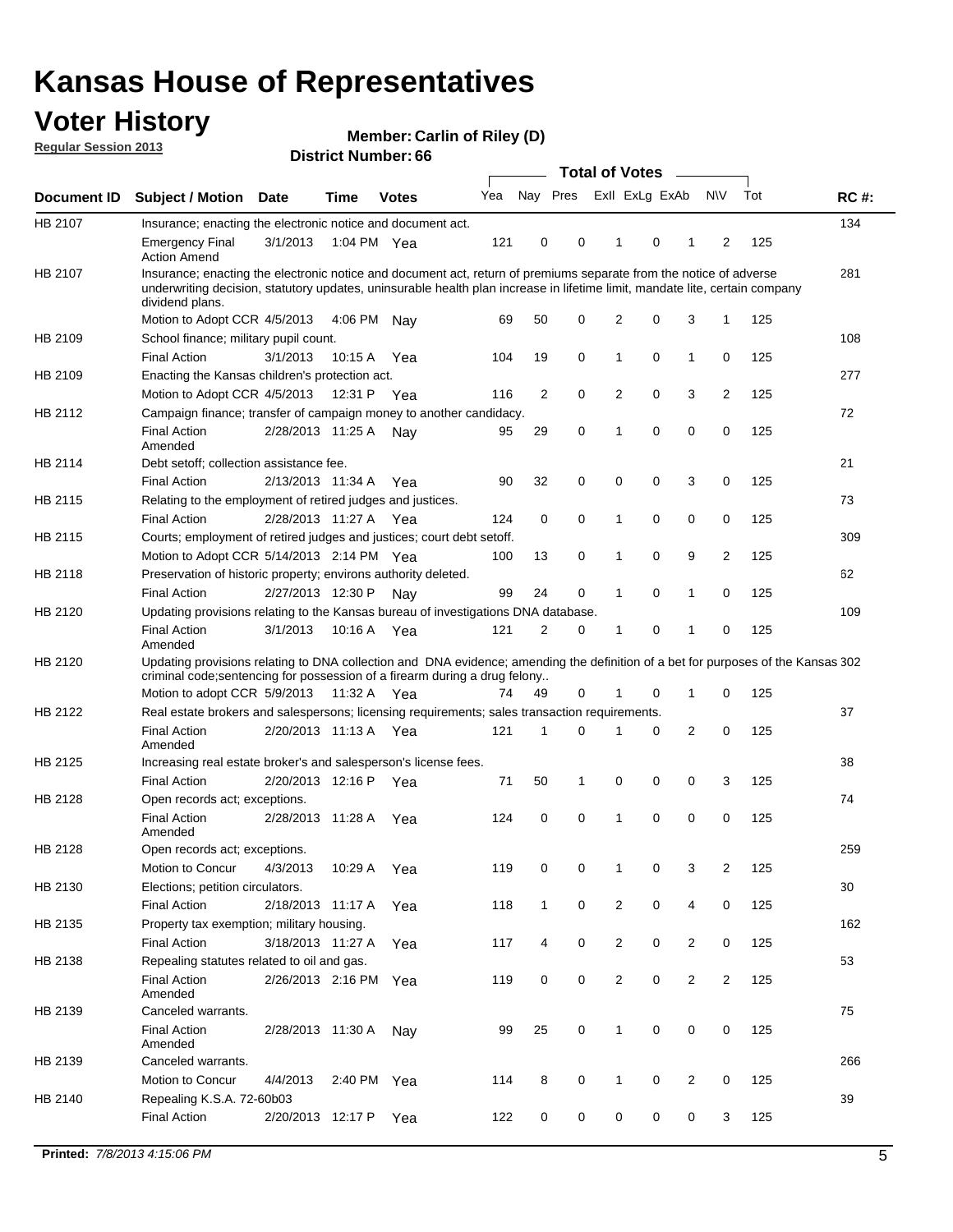# Kansas House of Representatives

## Voter History

**Regular Session 2013**

**Member: Carlin of Riley (D)**

**District Number: 66**

| Document ID | Subject / Motion | Date | Time | Votes | Yea | Nay | Pres | ExII | ExLg | ExAb | N\V | Tot | RC #: |
|---|---|---|---|---|---|---|---|---|---|---|---|---|---|
| HB 2107 | Insurance; enacting the electronic notice and document act. | | | | | | | | | | | | 134 |
| | Emergency Final Action Amend | 3/1/2013 | 1:04 PM | Yea | 121 | 0 | 0 | 1 | 0 | 1 | 2 | 125 | |
| HB 2107 | Insurance; enacting the electronic notice and document act, return of premiums separate from the notice of adverse underwriting decision, statutory updates, uninsurable health plan increase in lifetime limit, mandate lite, certain company dividend plans. | | | | | | | | | | | | 281 |
| | Motion to Adopt CCR | 4/5/2013 | 4:06 PM | Nay | 69 | 50 | 0 | 2 | 0 | 3 | 1 | 125 | |
| HB 2109 | School finance; military pupil count. | | | | | | | | | | | | 108 |
| | Final Action | 3/1/2013 | 10:15 A | Yea | 104 | 19 | 0 | 1 | 0 | 1 | 0 | 125 | |
| HB 2109 | Enacting the Kansas children's protection act. | | | | | | | | | | | | 277 |
| | Motion to Adopt CCR | 4/5/2013 | 12:31 P | Yea | 116 | 2 | 0 | 2 | 0 | 3 | 2 | 125 | |
| HB 2112 | Campaign finance; transfer of campaign money to another candidacy. | | | | | | | | | | | | 72 |
| | Final Action Amended | 2/28/2013 | 11:25 A | Nay | 95 | 29 | 0 | 1 | 0 | 0 | 0 | 125 | |
| HB 2114 | Debt setoff; collection assistance fee. | | | | | | | | | | | | 21 |
| | Final Action | 2/13/2013 | 11:34 A | Yea | 90 | 32 | 0 | 0 | 0 | 3 | 0 | 125 | |
| HB 2115 | Relating to the employment of retired judges and justices. | | | | | | | | | | | | 73 |
| | Final Action | 2/28/2013 | 11:27 A | Yea | 124 | 0 | 0 | 1 | 0 | 0 | 0 | 125 | |
| HB 2115 | Courts; employment of retired judges and justices; court debt setoff. | | | | | | | | | | | | 309 |
| | Motion to Adopt CCR | 5/14/2013 | 2:14 PM | Yea | 100 | 13 | 0 | 1 | 0 | 9 | 2 | 125 | |
| HB 2118 | Preservation of historic property; environs authority deleted. | | | | | | | | | | | | 62 |
| | Final Action | 2/27/2013 | 12:30 P | Nay | 99 | 24 | 0 | 1 | 0 | 1 | 0 | 125 | |
| HB 2120 | Updating provisions relating to the Kansas bureau of investigations DNA database. | | | | | | | | | | | | 109 |
| | Final Action Amended | 3/1/2013 | 10:16 A | Yea | 121 | 2 | 0 | 1 | 0 | 1 | 0 | 125 | |
| HB 2120 | Updating provisions relating to DNA collection and DNA evidence; amending the definition of a bet for purposes of the Kansas criminal code;sentencing for possession of a firearm during a drug felony.. | | | | | | | | | | | | 302 |
| | Motion to adopt CCR | 5/9/2013 | 11:32 A | Yea | 74 | 49 | 0 | 1 | 0 | 1 | 0 | 125 | |
| HB 2122 | Real estate brokers and salespersons; licensing requirements; sales transaction requirements. | | | | | | | | | | | | 37 |
| | Final Action Amended | 2/20/2013 | 11:13 A | Yea | 121 | 1 | 0 | 1 | 0 | 2 | 0 | 125 | |
| HB 2125 | Increasing real estate broker's and salesperson's license fees. | | | | | | | | | | | | 38 |
| | Final Action | 2/20/2013 | 12:16 P | Yea | 71 | 50 | 1 | 0 | 0 | 0 | 3 | 125 | |
| HB 2128 | Open records act; exceptions. | | | | | | | | | | | | 74 |
| | Final Action Amended | 2/28/2013 | 11:28 A | Yea | 124 | 0 | 0 | 1 | 0 | 0 | 0 | 125 | |
| HB 2128 | Open records act; exceptions. | | | | | | | | | | | | 259 |
| | Motion to Concur | 4/3/2013 | 10:29 A | Yea | 119 | 0 | 0 | 1 | 0 | 3 | 2 | 125 | |
| HB 2130 | Elections; petition circulators. | | | | | | | | | | | | 30 |
| | Final Action | 2/18/2013 | 11:17 A | Yea | 118 | 1 | 0 | 2 | 0 | 4 | 0 | 125 | |
| HB 2135 | Property tax exemption; military housing. | | | | | | | | | | | | 162 |
| | Final Action | 3/18/2013 | 11:27 A | Yea | 117 | 4 | 0 | 2 | 0 | 2 | 0 | 125 | |
| HB 2138 | Repealing statutes related to oil and gas. | | | | | | | | | | | | 53 |
| | Final Action Amended | 2/26/2013 | 2:16 PM | Yea | 119 | 0 | 0 | 2 | 0 | 2 | 2 | 125 | |
| HB 2139 | Canceled warrants. | | | | | | | | | | | | 75 |
| | Final Action Amended | 2/28/2013 | 11:30 A | Nay | 99 | 25 | 0 | 1 | 0 | 0 | 0 | 125 | |
| HB 2139 | Canceled warrants. | | | | | | | | | | | | 266 |
| | Motion to Concur | 4/4/2013 | 2:40 PM | Yea | 114 | 8 | 0 | 1 | 0 | 2 | 0 | 125 | |
| HB 2140 | Repealing K.S.A. 72-60b03 | | | | | | | | | | | | 39 |
| | Final Action | 2/20/2013 | 12:17 P | Yea | 122 | 0 | 0 | 0 | 0 | 0 | 3 | 125 | |

**Printed:** *7/8/2013 4:15:06 PM*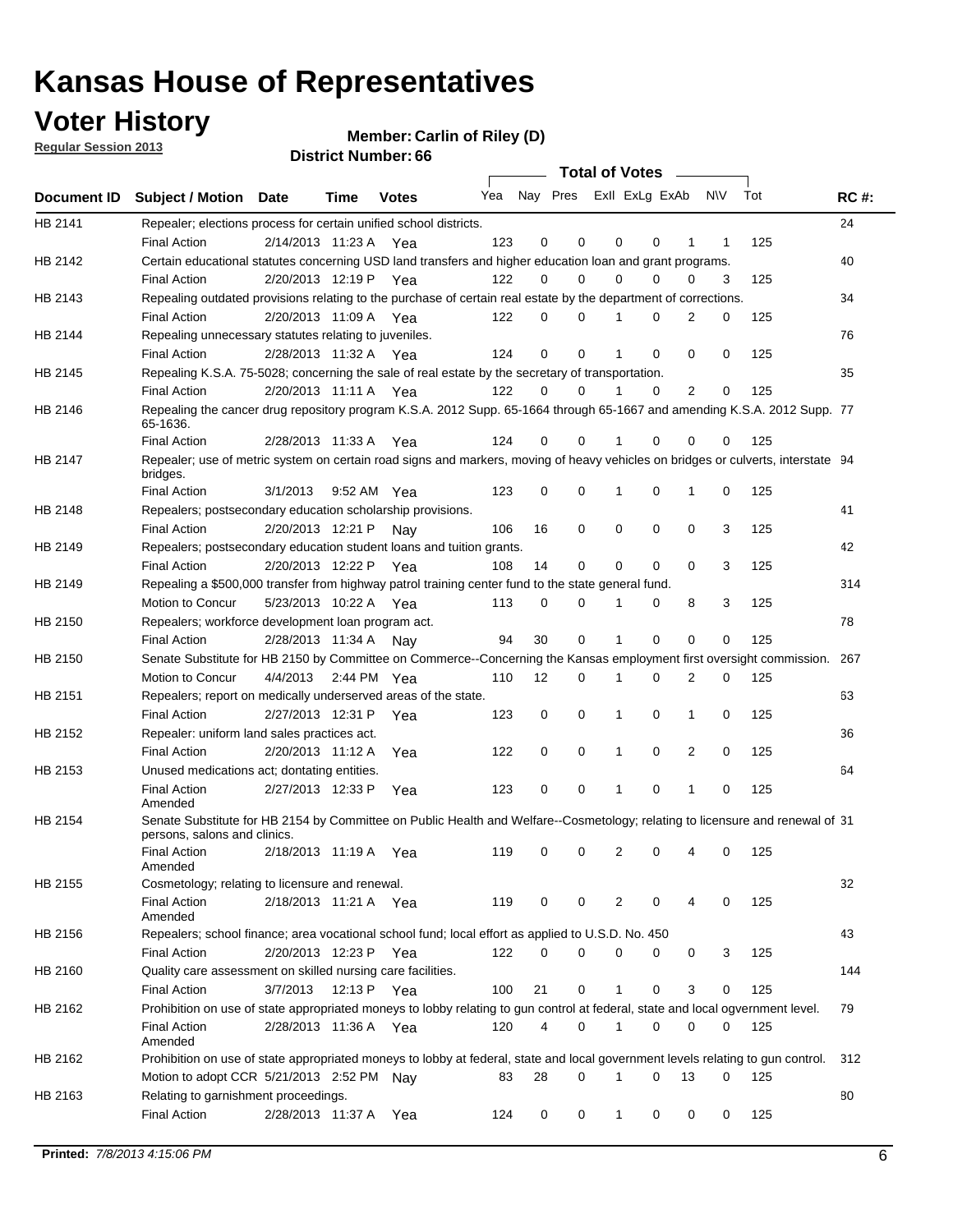# Kansas House of Representatives

## Voter History

**Regular Session 2013**

**Member: Carlin of Riley (D)**

**District Number: 66**

| Document ID | Subject / Motion | Date | Time | Votes | Yea | Nay | Pres | ExII | ExLg | ExAb | N\V | Tot | RC #: |
|---|---|---|---|---|---|---|---|---|---|---|---|---|---|
| HB 2141 | Repealer; elections process for certain unified school districts. | | | | | | | | | | | | 24 |
| | Final Action | 2/14/2013 | 11:23 A | Yea | 123 | 0 | 0 | 0 | 0 | 1 | 1 | 125 | |
| HB 2142 | Certain educational statutes concerning USD land transfers and higher education loan and grant programs. | | | | | | | | | | | | 40 |
| | Final Action | 2/20/2013 | 12:19 P | Yea | 122 | 0 | 0 | 0 | 0 | 0 | 3 | 125 | |
| HB 2143 | Repealing outdated provisions relating to the purchase of certain real estate by the department of corrections. | | | | | | | | | | | | 34 |
| | Final Action | 2/20/2013 | 11:09 A | Yea | 122 | 0 | 0 | 1 | 0 | 2 | 0 | 125 | |
| HB 2144 | Repealing unnecessary statutes relating to juveniles. | | | | | | | | | | | | 76 |
| | Final Action | 2/28/2013 | 11:32 A | Yea | 124 | 0 | 0 | 1 | 0 | 0 | 0 | 125 | |
| HB 2145 | Repealing K.S.A. 75-5028; concerning the sale of real estate by the secretary of transportation. | | | | | | | | | | | | 35 |
| | Final Action | 2/20/2013 | 11:11 A | Yea | 122 | 0 | 0 | 1 | 0 | 2 | 0 | 125 | |
| HB 2146 | Repealing the cancer drug repository program K.S.A. 2012 Supp. 65-1664 through 65-1667 and amending K.S.A. 2012 Supp. 65-1636. | | | | | | | | | | | | 77 |
| | Final Action | 2/28/2013 | 11:33 A | Yea | 124 | 0 | 0 | 1 | 0 | 0 | 0 | 125 | |
| HB 2147 | Repealer; use of metric system on certain road signs and markers, moving of heavy vehicles on bridges or culverts, interstate bridges. | | | | | | | | | | | | 94 |
| | Final Action | 3/1/2013 | 9:52 AM | Yea | 123 | 0 | 0 | 1 | 0 | 1 | 0 | 125 | |
| HB 2148 | Repealers; postsecondary education scholarship provisions. | | | | | | | | | | | | 41 |
| | Final Action | 2/20/2013 | 12:21 P | Nay | 106 | 16 | 0 | 0 | 0 | 0 | 3 | 125 | |
| HB 2149 | Repealers; postsecondary education student loans and tuition grants. | | | | | | | | | | | | 42 |
| | Final Action | 2/20/2013 | 12:22 P | Yea | 108 | 14 | 0 | 0 | 0 | 0 | 3 | 125 | |
| HB 2149 | Repealing a $500,000 transfer from highway patrol training center fund to the state general fund. | | | | | | | | | | | | 314 |
| | Motion to Concur | 5/23/2013 | 10:22 A | Yea | 113 | 0 | 0 | 1 | 0 | 8 | 3 | 125 | |
| HB 2150 | Repealers; workforce development loan program act. | | | | | | | | | | | | 78 |
| | Final Action | 2/28/2013 | 11:34 A | Nay | 94 | 30 | 0 | 1 | 0 | 0 | 0 | 125 | |
| HB 2150 | Senate Substitute for HB 2150 by Committee on Commerce--Concerning the Kansas employment first oversight commission. | | | | | | | | | | | | 267 |
| | Motion to Concur | 4/4/2013 | 2:44 PM | Yea | 110 | 12 | 0 | 1 | 0 | 2 | 0 | 125 | |
| HB 2151 | Repealers; report on medically underserved areas of the state. | | | | | | | | | | | | 63 |
| | Final Action | 2/27/2013 | 12:31 P | Yea | 123 | 0 | 0 | 1 | 0 | 1 | 0 | 125 | |
| HB 2152 | Repealer: uniform land sales practices act. | | | | | | | | | | | | 36 |
| | Final Action | 2/20/2013 | 11:12 A | Yea | 122 | 0 | 0 | 1 | 0 | 2 | 0 | 125 | |
| HB 2153 | Unused medications act; dontating entities. | | | | | | | | | | | | 64 |
| | Final Action Amended | 2/27/2013 | 12:33 P | Yea | 123 | 0 | 0 | 1 | 0 | 1 | 0 | 125 | |
| HB 2154 | Senate Substitute for HB 2154 by Committee on Public Health and Welfare--Cosmetology; relating to licensure and renewal of persons, salons and clinics. | | | | | | | | | | | | 31 |
| | Final Action Amended | 2/18/2013 | 11:19 A | Yea | 119 | 0 | 0 | 2 | 0 | 4 | 0 | 125 | |
| HB 2155 | Cosmetology; relating to licensure and renewal. | | | | | | | | | | | | 32 |
| | Final Action Amended | 2/18/2013 | 11:21 A | Yea | 119 | 0 | 0 | 2 | 0 | 4 | 0 | 125 | |
| HB 2156 | Repealers; school finance; area vocational school fund; local effort as applied to U.S.D. No. 450 | | | | | | | | | | | | 43 |
| | Final Action | 2/20/2013 | 12:23 P | Yea | 122 | 0 | 0 | 0 | 0 | 0 | 3 | 125 | |
| HB 2160 | Quality care assessment on skilled nursing care facilities. | | | | | | | | | | | | 144 |
| | Final Action | 3/7/2013 | 12:13 P | Yea | 100 | 21 | 0 | 1 | 0 | 3 | 0 | 125 | |
| HB 2162 | Prohibition on use of state appropriated moneys to lobby relating to gun control at federal, state and local ogvernment level. | | | | | | | | | | | | 79 |
| | Final Action Amended | 2/28/2013 | 11:36 A | Yea | 120 | 4 | 0 | 1 | 0 | 0 | 0 | 125 | |
| HB 2162 | Prohibition on use of state appropriated moneys to lobby at federal, state and local government levels relating to gun control. | | | | | | | | | | | | 312 |
| | Motion to adopt CCR | 5/21/2013 | 2:52 PM | Nay | 83 | 28 | 0 | 1 | 0 | 13 | 0 | 125 | |
| HB 2163 | Relating to garnishment proceedings. | | | | | | | | | | | | 80 |
| | Final Action | 2/28/2013 | 11:37 A | Yea | 124 | 0 | 0 | 1 | 0 | 0 | 0 | 125 | |

**Printed:** *7/8/2013 4:15:06 PM*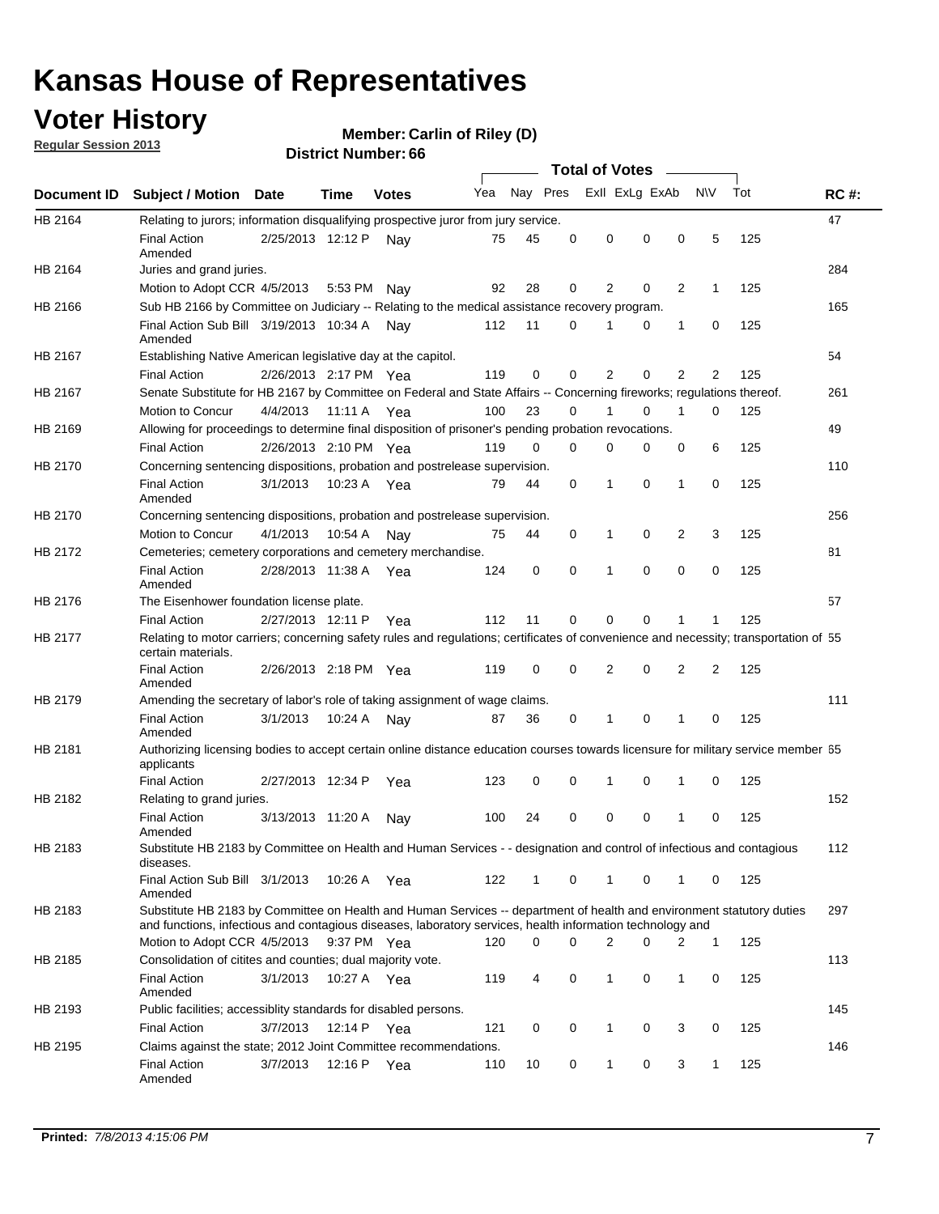# Kansas House of Representatives

## Voter History

**Regular Session 2013**

**Member: Carlin of Riley (D)**

**District Number: 66**

| Document ID | Subject / Motion | Date | Time | Votes | Yea | Nay | Pres | ExII | ExLg | ExAb | N\V | Tot | RC #: |
|---|---|---|---|---|---|---|---|---|---|---|---|---|---|
| HB 2164 | Relating to jurors; information disqualifying prospective juror from jury service. | | | | | | | | | | | | 47 |
| | Final Action Amended | 2/25/2013 | 12:12 P | Nay | 75 | 45 | 0 | 0 | 0 | 0 | 5 | 125 | |
| HB 2164 | Juries and grand juries. | | | | | | | | | | | | 284 |
| | Motion to Adopt CCR | 4/5/2013 | 5:53 PM | Nay | 92 | 28 | 0 | 2 | 0 | 2 | 1 | 125 | |
| HB 2166 | Sub HB 2166 by Committee on Judiciary -- Relating to the medical assistance recovery program. | | | | | | | | | | | | 165 |
| | Final Action Sub Bill Amended | 3/19/2013 | 10:34 A | Nay | 112 | 11 | 0 | 1 | 0 | 1 | 0 | 125 | |
| HB 2167 | Establishing Native American legislative day at the capitol. | | | | | | | | | | | | 54 |
| | Final Action | 2/26/2013 | 2:17 PM | Yea | 119 | 0 | 0 | 2 | 0 | 2 | 2 | 125 | |
| HB 2167 | Senate Substitute for HB 2167 by Committee on Federal and State Affairs -- Concerning fireworks; regulations thereof. | | | | | | | | | | | | 261 |
| | Motion to Concur | 4/4/2013 | 11:11 A | Yea | 100 | 23 | 0 | 1 | 0 | 1 | 0 | 125 | |
| HB 2169 | Allowing for proceedings to determine final disposition of prisoner's pending probation revocations. | | | | | | | | | | | | 49 |
| | Final Action | 2/26/2013 | 2:10 PM | Yea | 119 | 0 | 0 | 0 | 0 | 0 | 6 | 125 | |
| HB 2170 | Concerning sentencing dispositions, probation and postrelease supervision. | | | | | | | | | | | | 110 |
| | Final Action Amended | 3/1/2013 | 10:23 A | Yea | 79 | 44 | 0 | 1 | 0 | 1 | 0 | 125 | |
| HB 2170 | Concerning sentencing dispositions, probation and postrelease supervision. | | | | | | | | | | | | 256 |
| | Motion to Concur | 4/1/2013 | 10:54 A | Nay | 75 | 44 | 0 | 1 | 0 | 2 | 3 | 125 | |
| HB 2172 | Cemeteries; cemetery corporations and cemetery merchandise. | | | | | | | | | | | | 81 |
| | Final Action Amended | 2/28/2013 | 11:38 A | Yea | 124 | 0 | 0 | 1 | 0 | 0 | 0 | 125 | |
| HB 2176 | The Eisenhower foundation license plate. | | | | | | | | | | | | 57 |
| | Final Action | 2/27/2013 | 12:11 P | Yea | 112 | 11 | 0 | 0 | 0 | 1 | 1 | 125 | |
| HB 2177 | Relating to motor carriers; concerning safety rules and regulations; certificates of convenience and necessity; transportation of certain materials. | | | | | | | | | | | | 55 |
| | Final Action Amended | 2/26/2013 | 2:18 PM | Yea | 119 | 0 | 0 | 2 | 0 | 2 | 2 | 125 | |
| HB 2179 | Amending the secretary of labor's role of taking assignment of wage claims. | | | | | | | | | | | | 111 |
| | Final Action Amended | 3/1/2013 | 10:24 A | Nay | 87 | 36 | 0 | 1 | 0 | 1 | 0 | 125 | |
| HB 2181 | Authorizing licensing bodies to accept certain online distance education courses towards licensure for military service member applicants | | | | | | | | | | | | 65 |
| | Final Action | 2/27/2013 | 12:34 P | Yea | 123 | 0 | 0 | 1 | 0 | 1 | 0 | 125 | |
| HB 2182 | Relating to grand juries. | | | | | | | | | | | | 152 |
| | Final Action Amended | 3/13/2013 | 11:20 A | Nay | 100 | 24 | 0 | 0 | 0 | 1 | 0 | 125 | |
| HB 2183 | Substitute HB 2183 by Committee on Health and Human Services - - designation and control of infectious and contagious diseases. | | | | | | | | | | | | 112 |
| | Final Action Sub Bill Amended | 3/1/2013 | 10:26 A | Yea | 122 | 1 | 0 | 1 | 0 | 1 | 0 | 125 | |
| HB 2183 | Substitute HB 2183 by Committee on Health and Human Services -- department of health and environment statutory duties and functions, infectious and contagious diseases, laboratory services, health information technology and | | | | | | | | | | | | 297 |
| | Motion to Adopt CCR | 4/5/2013 | 9:37 PM | Yea | 120 | 0 | 0 | 2 | 0 | 2 | 1 | 125 | |
| HB 2185 | Consolidation of citites and counties; dual majority vote. | | | | | | | | | | | | 113 |
| | Final Action Amended | 3/1/2013 | 10:27 A | Yea | 119 | 4 | 0 | 1 | 0 | 1 | 0 | 125 | |
| HB 2193 | Public facilities; accessiblity standards for disabled persons. | | | | | | | | | | | | 145 |
| | Final Action | 3/7/2013 | 12:14 P | Yea | 121 | 0 | 0 | 1 | 0 | 3 | 0 | 125 | |
| HB 2195 | Claims against the state; 2012 Joint Committee recommendations. | | | | | | | | | | | | 146 |
| | Final Action Amended | 3/7/2013 | 12:16 P | Yea | 110 | 10 | 0 | 1 | 0 | 3 | 1 | 125 | |

**Printed:** *7/8/2013 4:15:06 PM*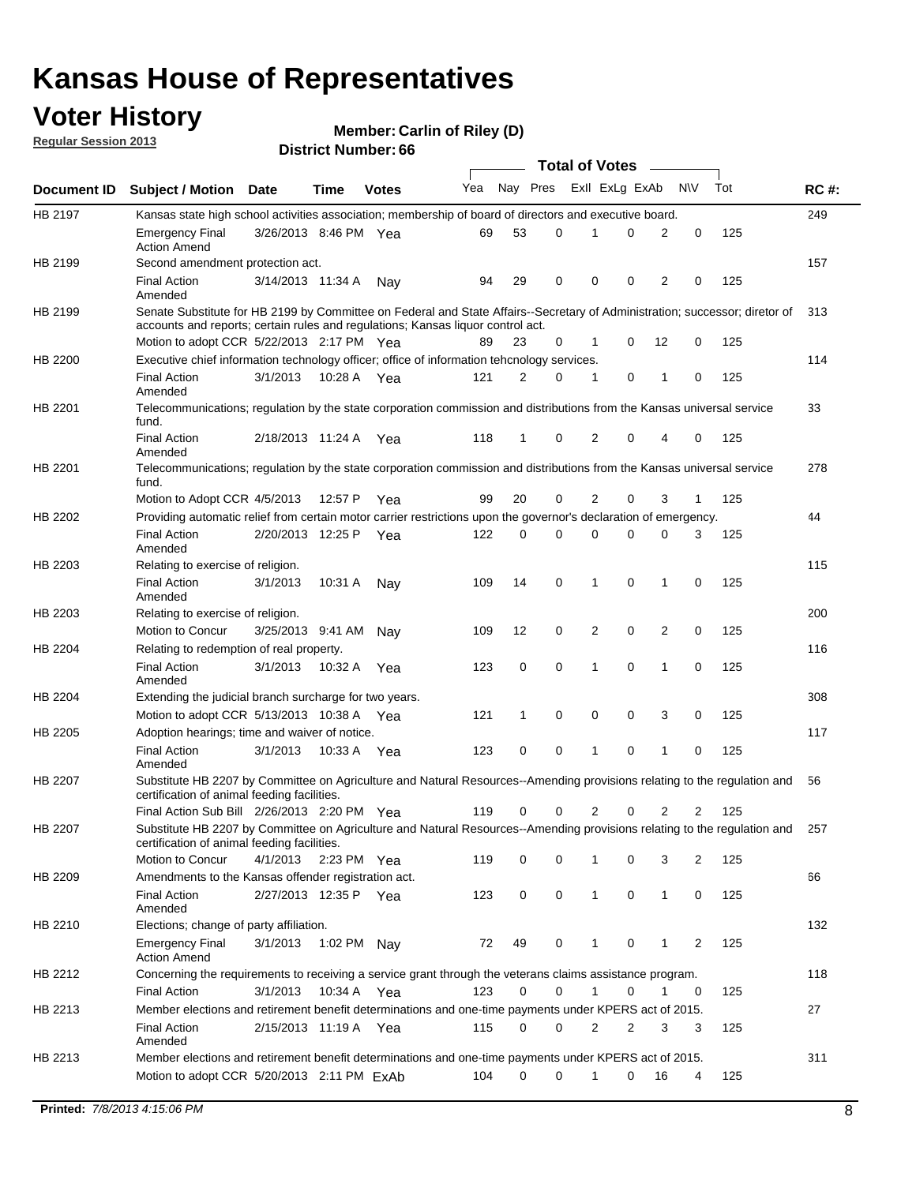# Kansas House of Representatives

## Voter History

**Regular Session 2013**

**Member: Carlin of Riley (D)**

**District Number: 66**

| Document ID | Subject / Motion | Date | Time | Votes | Yea | Nay | Pres | ExII | ExLg | ExAb | N\V | Tot | RC #: |
|---|---|---|---|---|---|---|---|---|---|---|---|---|---|
| HB 2197 | Kansas state high school activities association; membership of board of directors and executive board. | | | | | | | | | | | | 249 |
| | Emergency Final Action Amend | 3/26/2013 | 8:46 PM | Yea | 69 | 53 | 0 | 1 | 0 | 2 | 0 | 125 | |
| HB 2199 | Second amendment protection act. | | | | | | | | | | | | 157 |
| | Final Action Amended | 3/14/2013 | 11:34 A | Nay | 94 | 29 | 0 | 0 | 0 | 2 | 0 | 125 | |
| HB 2199 | Senate Substitute for HB 2199 by Committee on Federal and State Affairs--Secretary of Administration; successor; diretor of accounts and reports; certain rules and regulations; Kansas liquor control act. | | | | | | | | | | | | 313 |
| | Motion to adopt CCR | 5/22/2013 | 2:17 PM | Yea | 89 | 23 | 0 | 1 | 0 | 12 | 0 | 125 | |
| HB 2200 | Executive chief information technology officer; office of information tehcnology services. | | | | | | | | | | | | 114 |
| | Final Action Amended | 3/1/2013 | 10:28 A | Yea | 121 | 2 | 0 | 1 | 0 | 1 | 0 | 125 | |
| HB 2201 | Telecommunications; regulation by the state corporation commission and distributions from the Kansas universal service fund. | | | | | | | | | | | | 33 |
| | Final Action Amended | 2/18/2013 | 11:24 A | Yea | 118 | 1 | 0 | 2 | 0 | 4 | 0 | 125 | |
| HB 2201 | Telecommunications; regulation by the state corporation commission and distributions from the Kansas universal service fund. | | | | | | | | | | | | 278 |
| | Motion to Adopt CCR | 4/5/2013 | 12:57 P | Yea | 99 | 20 | 0 | 2 | 0 | 3 | 1 | 125 | |
| HB 2202 | Providing automatic relief from certain motor carrier restrictions upon the governor's declaration of emergency. | | | | | | | | | | | | 44 |
| | Final Action Amended | 2/20/2013 | 12:25 P | Yea | 122 | 0 | 0 | 0 | 0 | 0 | 3 | 125 | |
| HB 2203 | Relating to exercise of religion. | | | | | | | | | | | | 115 |
| | Final Action Amended | 3/1/2013 | 10:31 A | Nay | 109 | 14 | 0 | 1 | 0 | 1 | 0 | 125 | |
| HB 2203 | Relating to exercise of religion. | | | | | | | | | | | | 200 |
| | Motion to Concur | 3/25/2013 | 9:41 AM | Nay | 109 | 12 | 0 | 2 | 0 | 2 | 0 | 125 | |
| HB 2204 | Relating to redemption of real property. | | | | | | | | | | | | 116 |
| | Final Action Amended | 3/1/2013 | 10:32 A | Yea | 123 | 0 | 0 | 1 | 0 | 1 | 0 | 125 | |
| HB 2204 | Extending the judicial branch surcharge for two years. | | | | | | | | | | | | 308 |
| | Motion to adopt CCR | 5/13/2013 | 10:38 A | Yea | 121 | 1 | 0 | 0 | 0 | 3 | 0 | 125 | |
| HB 2205 | Adoption hearings; time and waiver of notice. | | | | | | | | | | | | 117 |
| | Final Action Amended | 3/1/2013 | 10:33 A | Yea | 123 | 0 | 0 | 1 | 0 | 1 | 0 | 125 | |
| HB 2207 | Substitute HB 2207 by Committee on Agriculture and Natural Resources--Amending provisions relating to the regulation and certification of animal feeding facilities. | | | | | | | | | | | | 56 |
| | Final Action Sub Bill | 2/26/2013 | 2:20 PM | Yea | 119 | 0 | 0 | 2 | 0 | 2 | 2 | 125 | |
| HB 2207 | Substitute HB 2207 by Committee on Agriculture and Natural Resources--Amending provisions relating to the regulation and certification of animal feeding facilities. | | | | | | | | | | | | 257 |
| | Motion to Concur | 4/1/2013 | 2:23 PM | Yea | 119 | 0 | 0 | 1 | 0 | 3 | 2 | 125 | |
| HB 2209 | Amendments to the Kansas offender registration act. | | | | | | | | | | | | 66 |
| | Final Action Amended | 2/27/2013 | 12:35 P | Yea | 123 | 0 | 0 | 1 | 0 | 1 | 0 | 125 | |
| HB 2210 | Elections; change of party affiliation. | | | | | | | | | | | | 132 |
| | Emergency Final Action Amend | 3/1/2013 | 1:02 PM | Nay | 72 | 49 | 0 | 1 | 0 | 1 | 2 | 125 | |
| HB 2212 | Concerning the requirements to receiving a service grant through the veterans claims assistance program. | | | | | | | | | | | | 118 |
| | Final Action | 3/1/2013 | 10:34 A | Yea | 123 | 0 | 0 | 1 | 0 | 1 | 0 | 125 | |
| HB 2213 | Member elections and retirement benefit determinations and one-time payments under KPERS act of 2015. | | | | | | | | | | | | 27 |
| | Final Action Amended | 2/15/2013 | 11:19 A | Yea | 115 | 0 | 0 | 2 | 2 | 3 | 3 | 125 | |
| HB 2213 | Member elections and retirement benefit determinations and one-time payments under KPERS act of 2015. | | | | | | | | | | | | 311 |
| | Motion to adopt CCR | 5/20/2013 | 2:11 PM | ExAb | 104 | 0 | 0 | 1 | 0 | 16 | 4 | 125 | |

**Printed:** *7/8/2013 4:15:06 PM*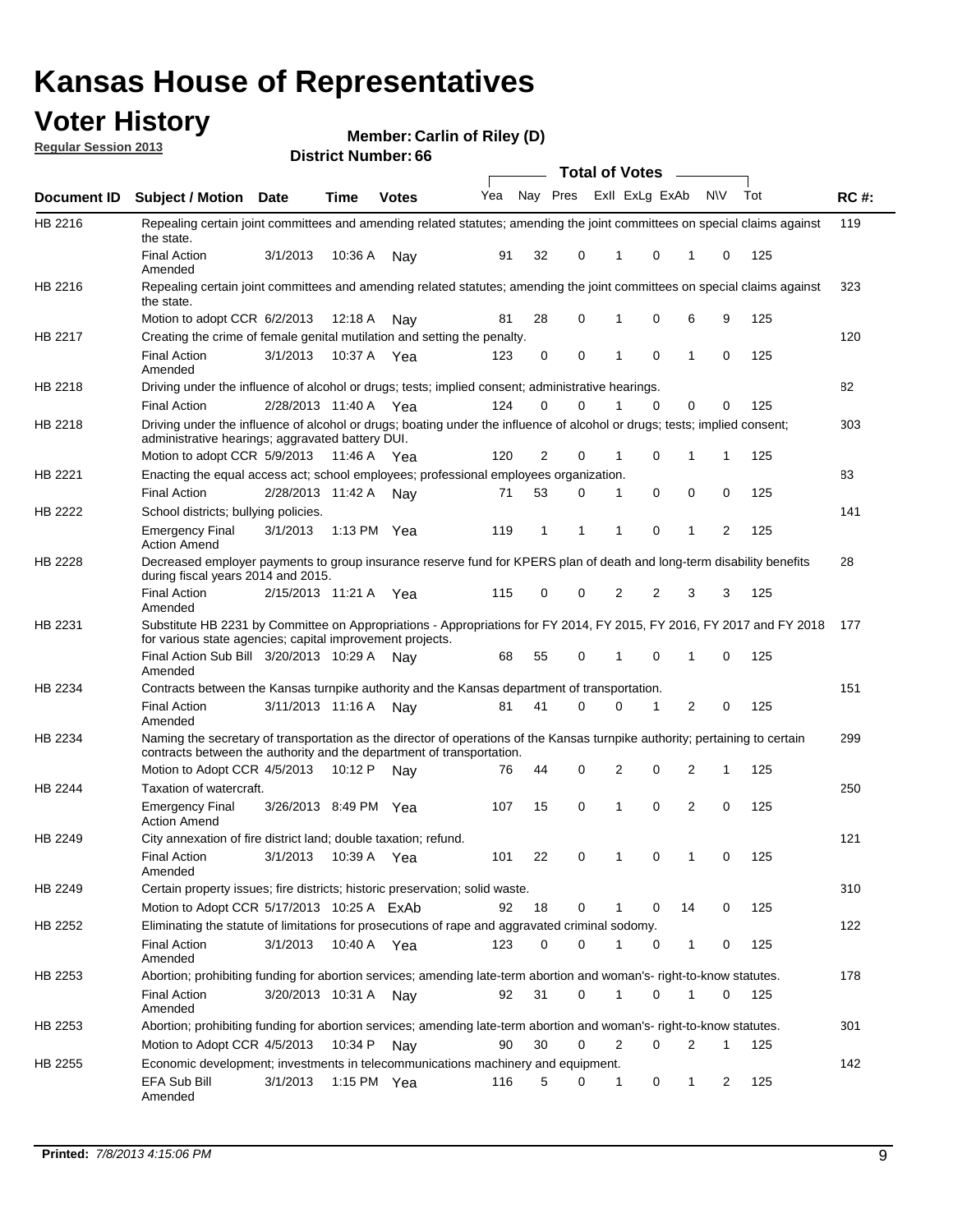# Kansas House of Representatives

## Voter History

**Regular Session 2013**

**Member: Carlin of Riley (D)**

**District Number: 66**

| Document ID | Subject / Motion | Date | Time | Votes | Yea | Nay | Pres | ExII | ExLg | ExAb | N\V | Tot | RC #: |
|---|---|---|---|---|---|---|---|---|---|---|---|---|---|
| HB 2216 | Repealing certain joint committees and amending related statutes; amending the joint committees on special claims against the state. | | | | | | | | | | | | 119 |
| | Final Action Amended | 3/1/2013 | 10:36 A | Nay | 91 | 32 | 0 | 1 | 0 | 1 | 0 | 125 | |
| HB 2216 | Repealing certain joint committees and amending related statutes; amending the joint committees on special claims against the state. | | | | | | | | | | | | 323 |
| | Motion to adopt CCR | 6/2/2013 | 12:18 A | Nay | 81 | 28 | 0 | 1 | 0 | 6 | 9 | 125 | |
| HB 2217 | Creating the crime of female genital mutilation and setting the penalty. | | | | | | | | | | | | 120 |
| | Final Action Amended | 3/1/2013 | 10:37 A | Yea | 123 | 0 | 0 | 1 | 0 | 1 | 0 | 125 | |
| HB 2218 | Driving under the influence of alcohol or drugs; tests; implied consent; administrative hearings. | | | | | | | | | | | | 82 |
| | Final Action | 2/28/2013 | 11:40 A | Yea | 124 | 0 | 0 | 1 | 0 | 0 | 0 | 125 | |
| HB 2218 | Driving under the influence of alcohol or drugs; boating under the influence of alcohol or drugs; tests; implied consent; administrative hearings; aggravated battery DUI. | | | | | | | | | | | | 303 |
| | Motion to adopt CCR | 5/9/2013 | 11:46 A | Yea | 120 | 2 | 0 | 1 | 0 | 1 | 1 | 125 | |
| HB 2221 | Enacting the equal access act; school employees; professional employees organization. | | | | | | | | | | | | 83 |
| | Final Action | 2/28/2013 | 11:42 A | Nay | 71 | 53 | 0 | 1 | 0 | 0 | 0 | 125 | |
| HB 2222 | School districts; bullying policies. | | | | | | | | | | | | 141 |
| | Emergency Final Action Amend | 3/1/2013 | 1:13 PM | Yea | 119 | 1 | 1 | 1 | 0 | 1 | 2 | 125 | |
| HB 2228 | Decreased employer payments to group insurance reserve fund for KPERS plan of death and long-term disability benefits during fiscal years 2014 and 2015. | | | | | | | | | | | | 28 |
| | Final Action Amended | 2/15/2013 | 11:21 A | Yea | 115 | 0 | 0 | 2 | 2 | 3 | 3 | 125 | |
| HB 2231 | Substitute HB 2231 by Committee on Appropriations - Appropriations for FY 2014, FY 2015, FY 2016, FY 2017 and FY 2018 for various state agencies; capital improvement projects. | | | | | | | | | | | | 177 |
| | Final Action Sub Bill Amended | 3/20/2013 | 10:29 A | Nay | 68 | 55 | 0 | 1 | 0 | 1 | 0 | 125 | |
| HB 2234 | Contracts between the Kansas turnpike authority and the Kansas department of transportation. | | | | | | | | | | | | 151 |
| | Final Action Amended | 3/11/2013 | 11:16 A | Nay | 81 | 41 | 0 | 0 | 1 | 2 | 0 | 125 | |
| HB 2234 | Naming the secretary of transportation as the director of operations of the Kansas turnpike authority; pertaining to certain contracts between the authority and the department of transportation. | | | | | | | | | | | | 299 |
| | Motion to Adopt CCR | 4/5/2013 | 10:12 P | Nay | 76 | 44 | 0 | 2 | 0 | 2 | 1 | 125 | |
| HB 2244 | Taxation of watercraft. | | | | | | | | | | | | 250 |
| | Emergency Final Action Amend | 3/26/2013 | 8:49 PM | Yea | 107 | 15 | 0 | 1 | 0 | 2 | 0 | 125 | |
| HB 2249 | City annexation of fire district land; double taxation; refund. | | | | | | | | | | | | 121 |
| | Final Action Amended | 3/1/2013 | 10:39 A | Yea | 101 | 22 | 0 | 1 | 0 | 1 | 0 | 125 | |
| HB 2249 | Certain property issues; fire districts; historic preservation; solid waste. | | | | | | | | | | | | 310 |
| | Motion to Adopt CCR | 5/17/2013 | 10:25 A | ExAb | 92 | 18 | 0 | 1 | 0 | 14 | 0 | 125 | |
| HB 2252 | Eliminating the statute of limitations for prosecutions of rape and aggravated criminal sodomy. | | | | | | | | | | | | 122 |
| | Final Action Amended | 3/1/2013 | 10:40 A | Yea | 123 | 0 | 0 | 1 | 0 | 1 | 0 | 125 | |
| HB 2253 | Abortion; prohibiting funding for abortion services; amending late-term abortion and woman's- right-to-know statutes. | | | | | | | | | | | | 178 |
| | Final Action Amended | 3/20/2013 | 10:31 A | Nay | 92 | 31 | 0 | 1 | 0 | 1 | 0 | 125 | |
| HB 2253 | Abortion; prohibiting funding for abortion services; amending late-term abortion and woman's- right-to-know statutes. | | | | | | | | | | | | 301 |
| | Motion to Adopt CCR | 4/5/2013 | 10:34 P | Nay | 90 | 30 | 0 | 2 | 0 | 2 | 1 | 125 | |
| HB 2255 | Economic development; investments in telecommunications machinery and equipment. | | | | | | | | | | | | 142 |
| | EFA Sub Bill Amended | 3/1/2013 | 1:15 PM | Yea | 116 | 5 | 0 | 1 | 0 | 1 | 2 | 125 | |

**Printed:** *7/8/2013 4:15:06 PM*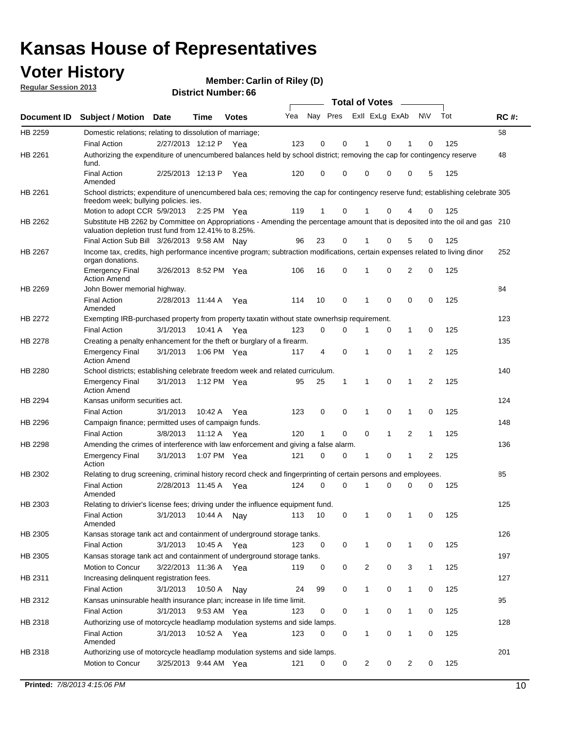# Kansas House of Representatives

## Voter History

**Regular Session 2013**

**Member: Carlin of Riley (D)**

**District Number: 66**

| Document ID | Subject / Motion | Date | Time | Votes | Yea | Nay | Pres | ExII | ExLg | ExAb | N\V | Tot | RC #: |
|---|---|---|---|---|---|---|---|---|---|---|---|---|---|
| HB 2259 | Domestic relations; relating to dissolution of marriage; | | | | | | | | | | | | 58 |
| | Final Action | 2/27/2013 | 12:12 P | Yea | 123 | 0 | 0 | 1 | 0 | 1 | 0 | 125 | |
| HB 2261 | Authorizing the expenditure of unencumbered balances held by school district; removing the cap for contingency reserve fund. | | | | | | | | | | | | 48 |
| | Final Action Amended | 2/25/2013 | 12:13 P | Yea | 120 | 0 | 0 | 0 | 0 | 0 | 5 | 125 | |
| HB 2261 | School districts; expenditure of unencumbered bala ces; removing the cap for contingency reserve fund; establishing celebrate freedom week; bullying policies. ies. | | | | | | | | | | | | 305 |
| | Motion to adopt CCR | 5/9/2013 | 2:25 PM | Yea | 119 | 1 | 0 | 1 | 0 | 4 | 0 | 125 | |
| HB 2262 | Substitute HB 2262 by Committee on Appropriations - Amending the percentage amount that is deposited into the oil and gas valuation depletion trust fund from 12.41% to 8.25%. | | | | | | | | | | | | 210 |
| | Final Action Sub Bill | 3/26/2013 | 9:58 AM | Nay | 96 | 23 | 0 | 1 | 0 | 5 | 0 | 125 | |
| HB 2267 | Income tax, credits, high performance incentive program; subtraction modifications, certain expenses related to living dinor organ donations. | | | | | | | | | | | | 252 |
| | Emergency Final Action Amend | 3/26/2013 | 8:52 PM | Yea | 106 | 16 | 0 | 1 | 0 | 2 | 0 | 125 | |
| HB 2269 | John Bower memorial highway. | | | | | | | | | | | | 84 |
| | Final Action Amended | 2/28/2013 | 11:44 A | Yea | 114 | 10 | 0 | 1 | 0 | 0 | 0 | 125 | |
| HB 2272 | Exempting IRB-purchased property from property taxatin without state ownerhsip requirement. | | | | | | | | | | | | 123 |
| | Final Action | 3/1/2013 | 10:41 A | Yea | 123 | 0 | 0 | 1 | 0 | 1 | 0 | 125 | |
| HB 2278 | Creating a penalty enhancement for the theft or burglary of a firearm. | | | | | | | | | | | | 135 |
| | Emergency Final Action Amend | 3/1/2013 | 1:06 PM | Yea | 117 | 4 | 0 | 1 | 0 | 1 | 2 | 125 | |
| HB 2280 | School districts; establishing celebrate freedom week and related curriculum. | | | | | | | | | | | | 140 |
| | Emergency Final Action Amend | 3/1/2013 | 1:12 PM | Yea | 95 | 25 | 1 | 1 | 0 | 1 | 2 | 125 | |
| HB 2294 | Kansas uniform securities act. | | | | | | | | | | | | 124 |
| | Final Action | 3/1/2013 | 10:42 A | Yea | 123 | 0 | 0 | 1 | 0 | 1 | 0 | 125 | |
| HB 2296 | Campaign finance; permitted uses of campaign funds. | | | | | | | | | | | | 148 |
| | Final Action | 3/8/2013 | 11:12 A | Yea | 120 | 1 | 0 | 0 | 1 | 2 | 1 | 125 | |
| HB 2298 | Amending the crimes of interference with law enforcement and giving a false alarm. | | | | | | | | | | | | 136 |
| | Emergency Final Action | 3/1/2013 | 1:07 PM | Yea | 121 | 0 | 0 | 1 | 0 | 1 | 2 | 125 | |
| HB 2302 | Relating to drug screening, criminal history record check and fingerprinting of certain persons and employees. | | | | | | | | | | | | 85 |
| | Final Action Amended | 2/28/2013 | 11:45 A | Yea | 124 | 0 | 0 | 1 | 0 | 0 | 0 | 125 | |
| HB 2303 | Relating to drivier's license fees; driving under the influence equipment fund. | | | | | | | | | | | | 125 |
| | Final Action Amended | 3/1/2013 | 10:44 A | Nay | 113 | 10 | 0 | 1 | 0 | 1 | 0 | 125 | |
| HB 2305 | Kansas storage tank act and containment of underground storage tanks. | | | | | | | | | | | | 126 |
| | Final Action | 3/1/2013 | 10:45 A | Yea | 123 | 0 | 0 | 1 | 0 | 1 | 0 | 125 | |
| HB 2305 | Kansas storage tank act and containment of underground storage tanks. | | | | | | | | | | | | 197 |
| | Motion to Concur | 3/22/2013 | 11:36 A | Yea | 119 | 0 | 0 | 2 | 0 | 3 | 1 | 125 | |
| HB 2311 | Increasing delinquent registration fees. | | | | | | | | | | | | 127 |
| | Final Action | 3/1/2013 | 10:50 A | Nay | 24 | 99 | 0 | 1 | 0 | 1 | 0 | 125 | |
| HB 2312 | Kansas uninsurable health insurance plan; increase in life time limit. | | | | | | | | | | | | 95 |
| | Final Action | 3/1/2013 | 9:53 AM | Yea | 123 | 0 | 0 | 1 | 0 | 1 | 0 | 125 | |
| HB 2318 | Authorizing use of motorcycle headlamp modulation systems and side lamps. | | | | | | | | | | | | 128 |
| | Final Action Amended | 3/1/2013 | 10:52 A | Yea | 123 | 0 | 0 | 1 | 0 | 1 | 0 | 125 | |
| HB 2318 | Authorizing use of motorcycle headlamp modulation systems and side lamps. | | | | | | | | | | | | 201 |
| | Motion to Concur | 3/25/2013 | 9:44 AM | Yea | 121 | 0 | 0 | 2 | 0 | 2 | 0 | 125 | |

**Printed:** *7/8/2013 4:15:06 PM*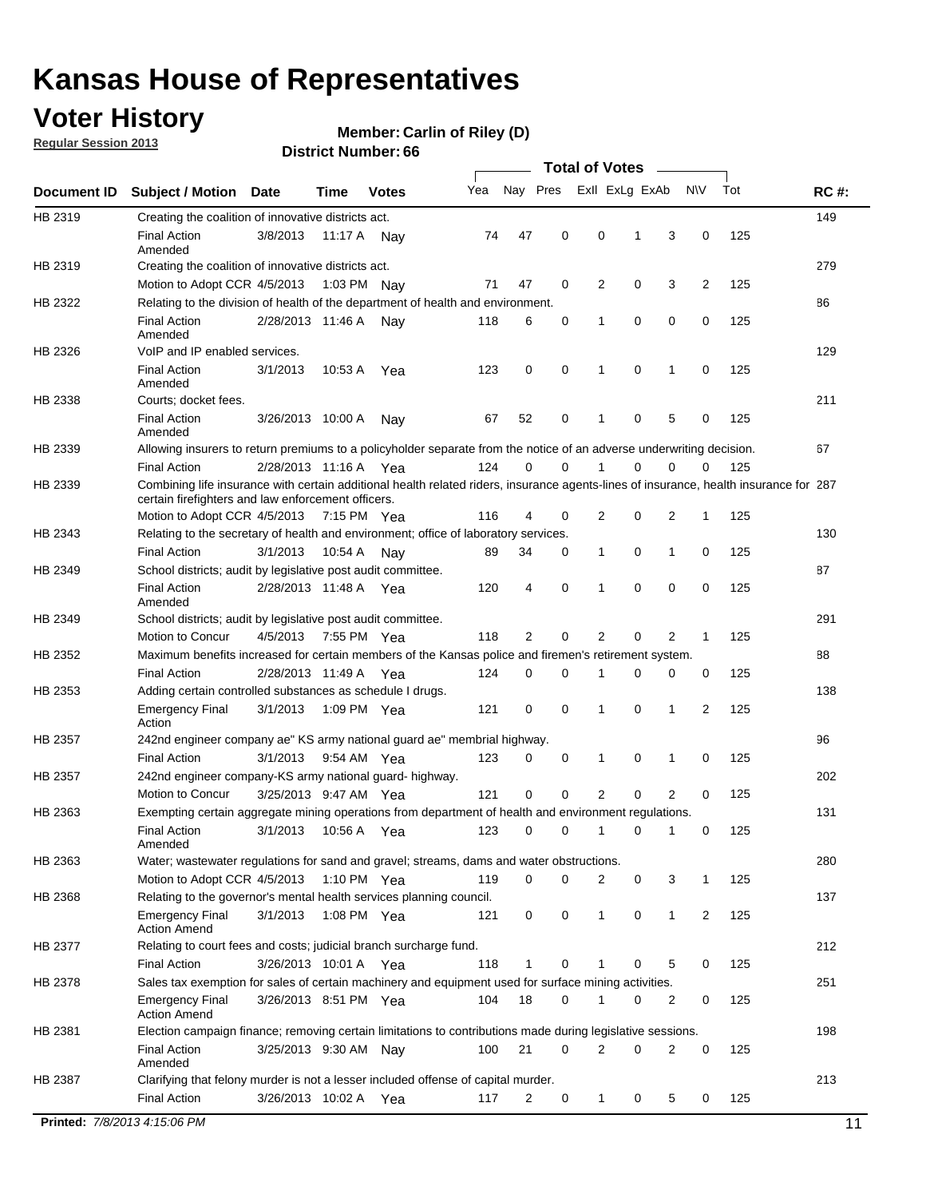# Kansas House of Representatives

## Voter History

**Regular Session 2013**

**Member: Carlin of Riley (D)**

**District Number: 66**

| Document ID | Subject / Motion | Date | Time | Votes | Yea | Nay | Pres | ExII | ExLg | ExAb | N\V | Tot | RC #: |
|---|---|---|---|---|---|---|---|---|---|---|---|---|---|
| HB 2319 | Creating the coalition of innovative districts act. | | | | | | | | | | | | 149 |
| | Final Action Amended | 3/8/2013 | 11:17 A | Nay | 74 | 47 | 0 | 0 | 1 | 3 | 0 | 125 | |
| HB 2319 | Creating the coalition of innovative districts act. | | | | | | | | | | | | 279 |
| | Motion to Adopt CCR | 4/5/2013 | 1:03 PM | Nay | 71 | 47 | 0 | 2 | 0 | 3 | 2 | 125 | |
| HB 2322 | Relating to the division of health of the department of health and environment. | | | | | | | | | | | | 86 |
| | Final Action Amended | 2/28/2013 | 11:46 A | Nay | 118 | 6 | 0 | 1 | 0 | 0 | 0 | 125 | |
| HB 2326 | VoIP and IP enabled services. | | | | | | | | | | | | 129 |
| | Final Action Amended | 3/1/2013 | 10:53 A | Yea | 123 | 0 | 0 | 1 | 0 | 1 | 0 | 125 | |
| HB 2338 | Courts; docket fees. | | | | | | | | | | | | 211 |
| | Final Action Amended | 3/26/2013 | 10:00 A | Nay | 67 | 52 | 0 | 1 | 0 | 5 | 0 | 125 | |
| HB 2339 | Allowing insurers to return premiums to a policyholder separate from the notice of an adverse underwriting decision. | | | | | | | | | | | | 67 |
| | Final Action | 2/28/2013 | 11:16 A | Yea | 124 | 0 | 0 | 1 | 0 | 0 | 0 | 125 | |
| HB 2339 | Combining life insurance with certain additional health related riders, insurance agents-lines of insurance, health insurance for certain firefighters and law enforcement officers. | | | | | | | | | | | | 287 |
| | Motion to Adopt CCR | 4/5/2013 | 7:15 PM | Yea | 116 | 4 | 0 | 2 | 0 | 2 | 1 | 125 | |
| HB 2343 | Relating to the secretary of health and environment; office of laboratory services. | | | | | | | | | | | | 130 |
| | Final Action | 3/1/2013 | 10:54 A | Nay | 89 | 34 | 0 | 1 | 0 | 1 | 0 | 125 | |
| HB 2349 | School districts; audit by legislative post audit committee. | | | | | | | | | | | | 87 |
| | Final Action Amended | 2/28/2013 | 11:48 A | Yea | 120 | 4 | 0 | 1 | 0 | 0 | 0 | 125 | |
| HB 2349 | School districts; audit by legislative post audit committee. | | | | | | | | | | | | 291 |
| | Motion to Concur | 4/5/2013 | 7:55 PM | Yea | 118 | 2 | 0 | 2 | 0 | 2 | 1 | 125 | |
| HB 2352 | Maximum benefits increased for certain members of the Kansas police and firemen's retirement system. | | | | | | | | | | | | 88 |
| | Final Action | 2/28/2013 | 11:49 A | Yea | 124 | 0 | 0 | 1 | 0 | 0 | 0 | 125 | |
| HB 2353 | Adding certain controlled substances as schedule I drugs. | | | | | | | | | | | | 138 |
| | Emergency Final Action | 3/1/2013 | 1:09 PM | Yea | 121 | 0 | 0 | 1 | 0 | 1 | 2 | 125 | |
| HB 2357 | 242nd engineer company ae" KS army national guard ae" membrial highway. | | | | | | | | | | | | 96 |
| | Final Action | 3/1/2013 | 9:54 AM | Yea | 123 | 0 | 0 | 1 | 0 | 1 | 0 | 125 | |
| HB 2357 | 242nd engineer company-KS army national guard- highway. | | | | | | | | | | | | 202 |
| | Motion to Concur | 3/25/2013 | 9:47 AM | Yea | 121 | 0 | 0 | 2 | 0 | 2 | 0 | 125 | |
| HB 2363 | Exempting certain aggregate mining operations from department of health and environment regulations. | | | | | | | | | | | | 131 |
| | Final Action Amended | 3/1/2013 | 10:56 A | Yea | 123 | 0 | 0 | 1 | 0 | 1 | 0 | 125 | |
| HB 2363 | Water; wastewater regulations for sand and gravel; streams, dams and water obstructions. | | | | | | | | | | | | 280 |
| | Motion to Adopt CCR | 4/5/2013 | 1:10 PM | Yea | 119 | 0 | 0 | 2 | 0 | 3 | 1 | 125 | |
| HB 2368 | Relating to the governor's mental health services planning council. | | | | | | | | | | | | 137 |
| | Emergency Final Action Amend | 3/1/2013 | 1:08 PM | Yea | 121 | 0 | 0 | 1 | 0 | 1 | 2 | 125 | |
| HB 2377 | Relating to court fees and costs; judicial branch surcharge fund. | | | | | | | | | | | | 212 |
| | Final Action | 3/26/2013 | 10:01 A | Yea | 118 | 1 | 0 | 1 | 0 | 5 | 0 | 125 | |
| HB 2378 | Sales tax exemption for sales of certain machinery and equipment used for surface mining activities. | | | | | | | | | | | | 251 |
| | Emergency Final Action Amend | 3/26/2013 | 8:51 PM | Yea | 104 | 18 | 0 | 1 | 0 | 2 | 0 | 125 | |
| HB 2381 | Election campaign finance; removing certain limitations to contributions made during legislative sessions. | | | | | | | | | | | | 198 |
| | Final Action Amended | 3/25/2013 | 9:30 AM | Nay | 100 | 21 | 0 | 2 | 0 | 2 | 0 | 125 | |
| HB 2387 | Clarifying that felony murder is not a lesser included offense of capital murder. | | | | | | | | | | | | 213 |
| | Final Action | 3/26/2013 | 10:02 A | Yea | 117 | 2 | 0 | 1 | 0 | 5 | 0 | 125 | |

**Printed:** *7/8/2013 4:15:06 PM*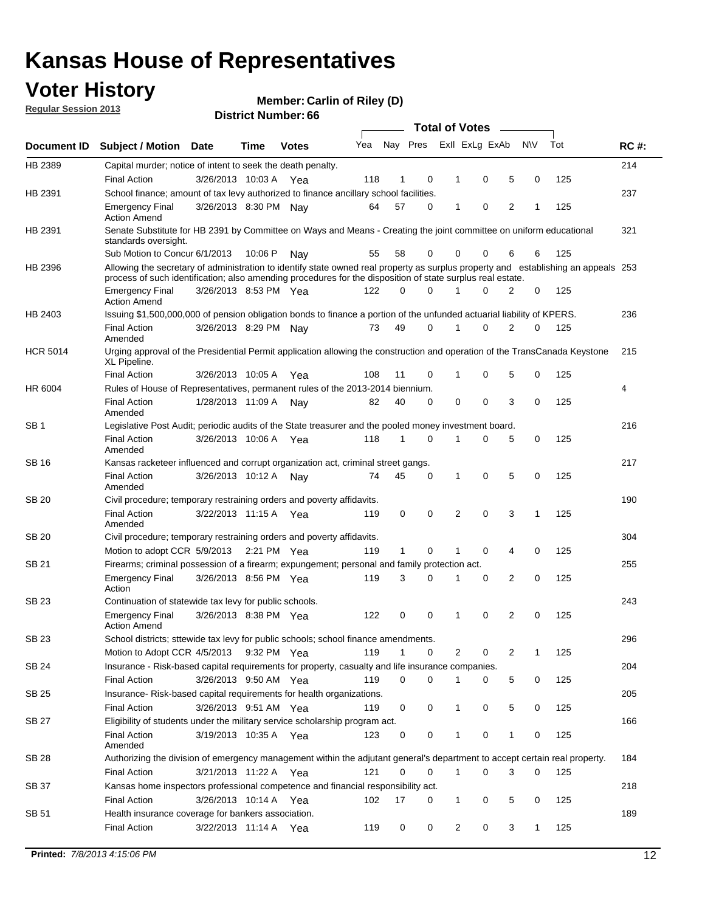# Kansas House of Representatives

## Voter History

**Regular Session 2013**

**Member: Carlin of Riley (D)**

**District Number: 66**

| Document ID | Subject / Motion | Date | Time | Votes | Yea | Nay | Pres | ExII | ExLg | ExAb | N\V | Tot | RC #: |
|---|---|---|---|---|---|---|---|---|---|---|---|---|---|
| HB 2389 | Capital murder; notice of intent to seek the death penalty. | | | | | | | | | | | | 214 |
| | Final Action | 3/26/2013 | 10:03 A | Yea | 118 | 1 | 0 | 1 | 0 | 5 | 0 | 125 | |
| HB 2391 | School finance; amount of tax levy authorized to finance ancillary school facilities. | | | | | | | | | | | | 237 |
| | Emergency Final Action Amend | 3/26/2013 | 8:30 PM | Nay | 64 | 57 | 0 | 1 | 0 | 2 | 1 | 125 | |
| HB 2391 | Senate Substitute for HB 2391 by Committee on Ways and Means - Creating the joint committee on uniform educational standards oversight. | | | | | | | | | | | | 321 |
| | Sub Motion to Concur | 6/1/2013 | 10:06 P | Nay | 55 | 58 | 0 | 0 | 0 | 6 | 6 | 125 | |
| HB 2396 | Allowing the secretary of administration to identify state owned real property as surplus property and establishing an appeals process of such identification; also amending procedures for the disposition of state surplus real estate. | | | | | | | | | | | | 253 |
| | Emergency Final Action Amend | 3/26/2013 | 8:53 PM | Yea | 122 | 0 | 0 | 1 | 0 | 2 | 0 | 125 | |
| HB 2403 | Issuing $1,500,000,000 of pension obligation bonds to finance a portion of the unfunded actuarial liability of KPERS. | | | | | | | | | | | | 236 |
| | Final Action Amended | 3/26/2013 | 8:29 PM | Nay | 73 | 49 | 0 | 1 | 0 | 2 | 0 | 125 | |
| HCR 5014 | Urging approval of the Presidential Permit application allowing the construction and operation of the TransCanada Keystone XL Pipeline. | | | | | | | | | | | | 215 |
| | Final Action | 3/26/2013 | 10:05 A | Yea | 108 | 11 | 0 | 1 | 0 | 5 | 0 | 125 | |
| HR 6004 | Rules of House of Representatives, permanent rules of the 2013-2014 biennium. | | | | | | | | | | | | 4 |
| | Final Action Amended | 1/28/2013 | 11:09 A | Nay | 82 | 40 | 0 | 0 | 0 | 3 | 0 | 125 | |
| SB 1 | Legislative Post Audit; periodic audits of the State treasurer and the pooled money investment board. | | | | | | | | | | | | 216 |
| | Final Action Amended | 3/26/2013 | 10:06 A | Yea | 118 | 1 | 0 | 1 | 0 | 5 | 0 | 125 | |
| SB 16 | Kansas racketeer influenced and corrupt organization act, criminal street gangs. | | | | | | | | | | | | 217 |
| | Final Action Amended | 3/26/2013 | 10:12 A | Nay | 74 | 45 | 0 | 1 | 0 | 5 | 0 | 125 | |
| SB 20 | Civil procedure; temporary restraining orders and poverty affidavits. | | | | | | | | | | | | 190 |
| | Final Action Amended | 3/22/2013 | 11:15 A | Yea | 119 | 0 | 0 | 2 | 0 | 3 | 1 | 125 | |
| SB 20 | Civil procedure; temporary restraining orders and poverty affidavits. | | | | | | | | | | | | 304 |
| | Motion to adopt CCR | 5/9/2013 | 2:21 PM | Yea | 119 | 1 | 0 | 1 | 0 | 4 | 0 | 125 | |
| SB 21 | Firearms; criminal possession of a firearm; expungement; personal and family protection act. | | | | | | | | | | | | 255 |
| | Emergency Final Action | 3/26/2013 | 8:56 PM | Yea | 119 | 3 | 0 | 1 | 0 | 2 | 0 | 125 | |
| SB 23 | Continuation of statewide tax levy for public schools. | | | | | | | | | | | | 243 |
| | Emergency Final Action Amend | 3/26/2013 | 8:38 PM | Yea | 122 | 0 | 0 | 1 | 0 | 2 | 0 | 125 | |
| SB 23 | School districts; sttewide tax levy for public schools; school finance amendments. | | | | | | | | | | | | 296 |
| | Motion to Adopt CCR | 4/5/2013 | 9:32 PM | Yea | 119 | 1 | 0 | 2 | 0 | 2 | 1 | 125 | |
| SB 24 | Insurance - Risk-based capital requirements for property, casualty and life insurance companies. | | | | | | | | | | | | 204 |
| | Final Action | 3/26/2013 | 9:50 AM | Yea | 119 | 0 | 0 | 1 | 0 | 5 | 0 | 125 | |
| SB 25 | Insurance- Risk-based capital requirements for health organizations. | | | | | | | | | | | | 205 |
| | Final Action | 3/26/2013 | 9:51 AM | Yea | 119 | 0 | 0 | 1 | 0 | 5 | 0 | 125 | |
| SB 27 | Eligibility of students under the military service scholarship program act. | | | | | | | | | | | | 166 |
| | Final Action Amended | 3/19/2013 | 10:35 A | Yea | 123 | 0 | 0 | 1 | 0 | 1 | 0 | 125 | |
| SB 28 | Authorizing the division of emergency management within the adjutant general's department to accept certain real property. | | | | | | | | | | | | 184 |
| | Final Action | 3/21/2013 | 11:22 A | Yea | 121 | 0 | 0 | 1 | 0 | 3 | 0 | 125 | |
| SB 37 | Kansas home inspectors professional competence and financial responsibility act. | | | | | | | | | | | | 218 |
| | Final Action | 3/26/2013 | 10:14 A | Yea | 102 | 17 | 0 | 1 | 0 | 5 | 0 | 125 | |
| SB 51 | Health insurance coverage for bankers association. | | | | | | | | | | | | 189 |
| | Final Action | 3/22/2013 | 11:14 A | Yea | 119 | 0 | 0 | 2 | 0 | 3 | 1 | 125 | |

**Printed:** *7/8/2013 4:15:06 PM*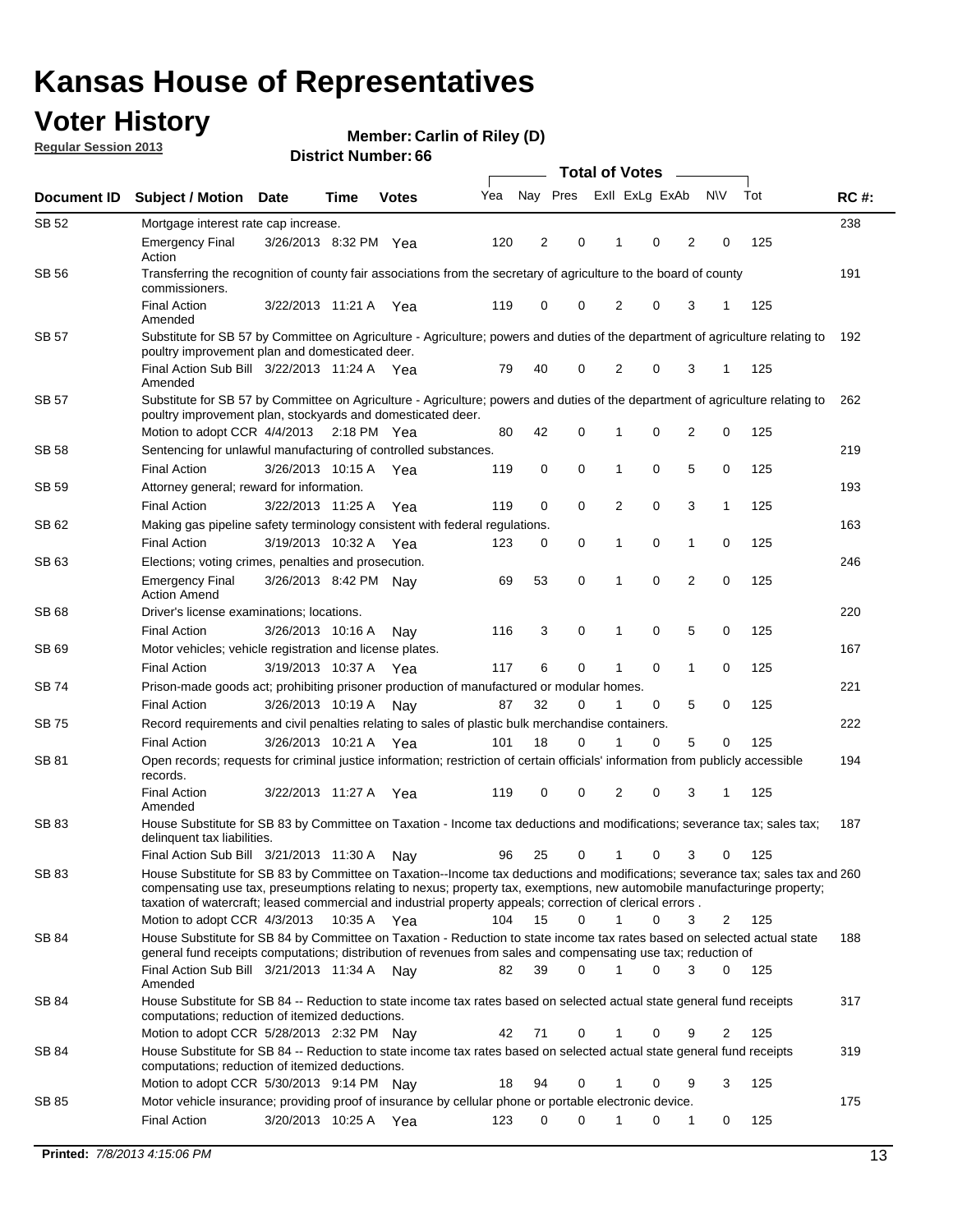# Kansas House of Representatives

## Voter History

**Regular Session 2013**

**Member: Carlin of Riley (D)**

**District Number: 66**

| Document ID | Subject / Motion | Date | Time | Votes | Yea | Nay | Pres | ExII | ExLg | ExAb | N\V | Tot | RC #: |
|---|---|---|---|---|---|---|---|---|---|---|---|---|---|
| SB 52 | Mortgage interest rate cap increase. | | | | | | | | | | | | 238 |
| | Emergency Final Action | 3/26/2013 | 8:32 PM | Yea | 120 | 2 | 0 | 1 | 0 | 2 | 0 | 125 | |
| SB 56 | Transferring the recognition of county fair associations from the secretary of agriculture to the board of county commissioners. | | | | | | | | | | | | 191 |
| | Final Action Amended | 3/22/2013 | 11:21 A | Yea | 119 | 0 | 0 | 2 | 0 | 3 | 1 | 125 | |
| SB 57 | Substitute for SB 57 by Committee on Agriculture - Agriculture; powers and duties of the department of agriculture relating to poultry improvement plan and domesticated deer. | | | | | | | | | | | | 192 |
| | Final Action Sub Bill Amended | 3/22/2013 | 11:24 A | Yea | 79 | 40 | 0 | 2 | 0 | 3 | 1 | 125 | |
| SB 57 | Substitute for SB 57 by Committee on Agriculture - Agriculture; powers and duties of the department of agriculture relating to poultry improvement plan, stockyards and domesticated deer. | | | | | | | | | | | | 262 |
| | Motion to adopt CCR | 4/4/2013 | 2:18 PM | Yea | 80 | 42 | 0 | 1 | 0 | 2 | 0 | 125 | |
| SB 58 | Sentencing for unlawful manufacturing of controlled substances. | | | | | | | | | | | | 219 |
| | Final Action | 3/26/2013 | 10:15 A | Yea | 119 | 0 | 0 | 1 | 0 | 5 | 0 | 125 | |
| SB 59 | Attorney general; reward for information. | | | | | | | | | | | | 193 |
| | Final Action | 3/22/2013 | 11:25 A | Yea | 119 | 0 | 0 | 2 | 0 | 3 | 1 | 125 | |
| SB 62 | Making gas pipeline safety terminology consistent with federal regulations. | | | | | | | | | | | | 163 |
| | Final Action | 3/19/2013 | 10:32 A | Yea | 123 | 0 | 0 | 1 | 0 | 1 | 0 | 125 | |
| SB 63 | Elections; voting crimes, penalties and prosecution. | | | | | | | | | | | | 246 |
| | Emergency Final Action Amend | 3/26/2013 | 8:42 PM | Nay | 69 | 53 | 0 | 1 | 0 | 2 | 0 | 125 | |
| SB 68 | Driver's license examinations; locations. | | | | | | | | | | | | 220 |
| | Final Action | 3/26/2013 | 10:16 A | Nay | 116 | 3 | 0 | 1 | 0 | 5 | 0 | 125 | |
| SB 69 | Motor vehicles; vehicle registration and license plates. | | | | | | | | | | | | 167 |
| | Final Action | 3/19/2013 | 10:37 A | Yea | 117 | 6 | 0 | 1 | 0 | 1 | 0 | 125 | |
| SB 74 | Prison-made goods act; prohibiting prisoner production of manufactured or modular homes. | | | | | | | | | | | | 221 |
| | Final Action | 3/26/2013 | 10:19 A | Nay | 87 | 32 | 0 | 1 | 0 | 5 | 0 | 125 | |
| SB 75 | Record requirements and civil penalties relating to sales of plastic bulk merchandise containers. | | | | | | | | | | | | 222 |
| | Final Action | 3/26/2013 | 10:21 A | Yea | 101 | 18 | 0 | 1 | 0 | 5 | 0 | 125 | |
| SB 81 | Open records; requests for criminal justice information; restriction of certain officials' information from publicly accessible records. | | | | | | | | | | | | 194 |
| | Final Action Amended | 3/22/2013 | 11:27 A | Yea | 119 | 0 | 0 | 2 | 0 | 3 | 1 | 125 | |
| SB 83 | House Substitute for SB 83 by Committee on Taxation - Income tax deductions and modifications; severance tax; sales tax; delinquent tax liabilities. | | | | | | | | | | | | 187 |
| | Final Action Sub Bill | 3/21/2013 | 11:30 A | Nay | 96 | 25 | 0 | 1 | 0 | 3 | 0 | 125 | |
| SB 83 | House Substitute for SB 83 by Committee on Taxation--Income tax deductions and modifications; severance tax; sales tax and compensating use tax, preseumptions relating to nexus; property tax, exemptions, new automobile manufacturinge property; taxation of watercraft; leased commercial and industrial property appeals; correction of clerical errors . | | | | | | | | | | | | 260 |
| | Motion to adopt CCR | 4/3/2013 | 10:35 A | Yea | 104 | 15 | 0 | 1 | 0 | 3 | 2 | 125 | |
| SB 84 | House Substitute for SB 84 by Committee on Taxation - Reduction to state income tax rates based on selected actual state general fund receipts computations; distribution of revenues from sales and compensating use tax; reduction of | | | | | | | | | | | | 188 |
| | Final Action Sub Bill Amended | 3/21/2013 | 11:34 A | Nay | 82 | 39 | 0 | 1 | 0 | 3 | 0 | 125 | |
| SB 84 | House Substitute for SB 84 -- Reduction to state income tax rates based on selected actual state general fund receipts computations; reduction of itemized deductions. | | | | | | | | | | | | 317 |
| | Motion to adopt CCR | 5/28/2013 | 2:32 PM | Nay | 42 | 71 | 0 | 1 | 0 | 9 | 2 | 125 | |
| SB 84 | House Substitute for SB 84 -- Reduction to state income tax rates based on selected actual state general fund receipts computations; reduction of itemized deductions. | | | | | | | | | | | | 319 |
| | Motion to adopt CCR | 5/30/2013 | 9:14 PM | Nay | 18 | 94 | 0 | 1 | 0 | 9 | 3 | 125 | |
| SB 85 | Motor vehicle insurance; providing proof of insurance by cellular phone or portable electronic device. | | | | | | | | | | | | 175 |
| | Final Action | 3/20/2013 | 10:25 A | Yea | 123 | 0 | 0 | 1 | 0 | 1 | 0 | 125 | |

**Printed:** *7/8/2013 4:15:06 PM*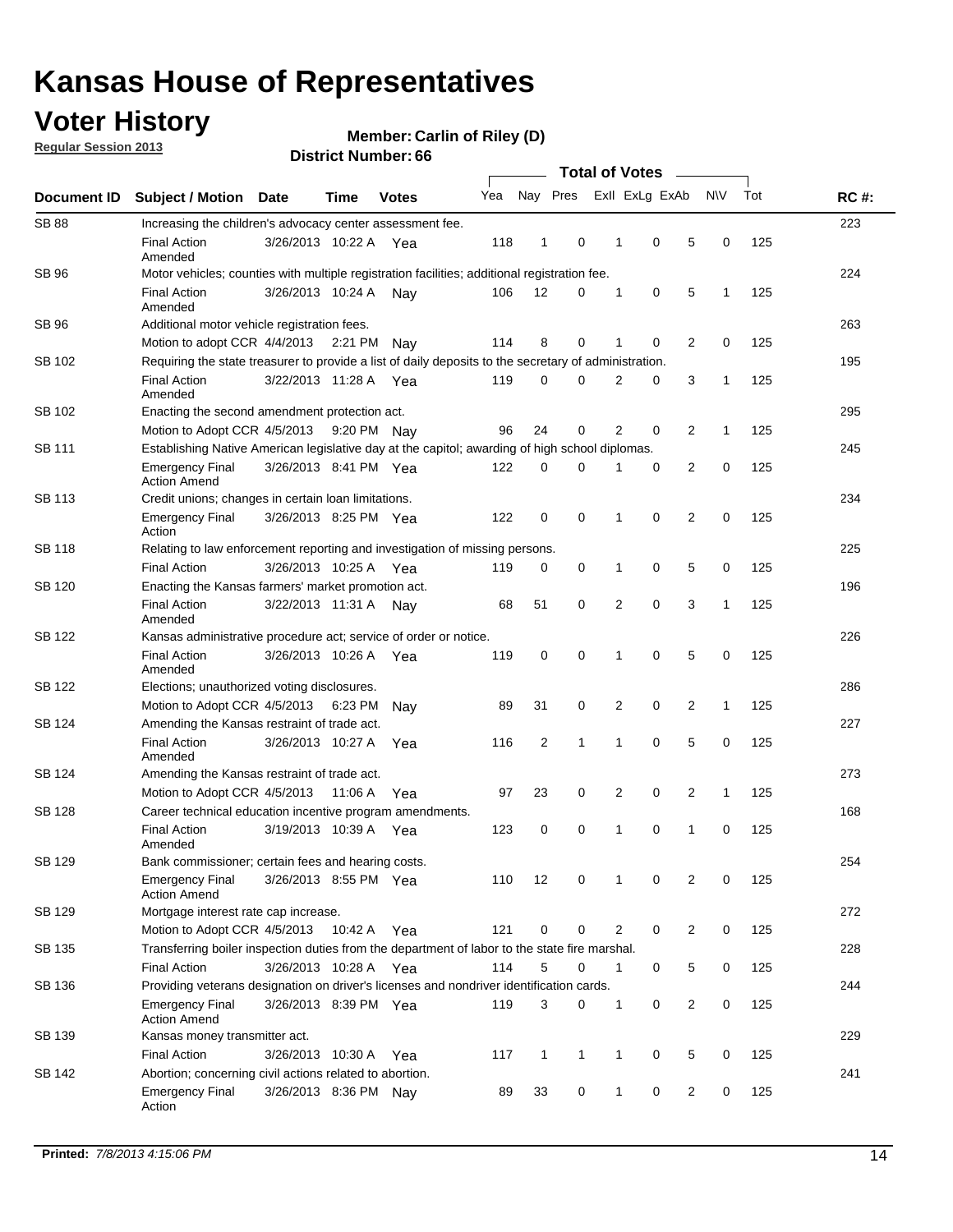# Kansas House of Representatives

## Voter History

**Regular Session 2013**

**Member: Carlin of Riley (D)**

**District Number: 66**

| Document ID | Subject / Motion | Date | Time | Votes | Yea | Nay | Pres | ExII | ExLg | ExAb | N\V | Tot | RC #: |
|---|---|---|---|---|---|---|---|---|---|---|---|---|---|
| SB 88 | Increasing the children's advocacy center assessment fee. | | | | | | | | | | | | 223 |
| | Final Action Amended | 3/26/2013 | 10:22 A | Yea | 118 | 1 | 0 | 1 | 0 | 5 | 0 | 125 | |
| SB 96 | Motor vehicles; counties with multiple registration facilities; additional registration fee. | | | | | | | | | | | | 224 |
| | Final Action Amended | 3/26/2013 | 10:24 A | Nay | 106 | 12 | 0 | 1 | 0 | 5 | 1 | 125 | |
| SB 96 | Additional motor vehicle registration fees. | | | | | | | | | | | | 263 |
| | Motion to adopt CCR | 4/4/2013 | 2:21 PM | Nay | 114 | 8 | 0 | 1 | 0 | 2 | 0 | 125 | |
| SB 102 | Requiring the state treasurer to provide a list of daily deposits to the secretary of administration. | | | | | | | | | | | | 195 |
| | Final Action Amended | 3/22/2013 | 11:28 A | Yea | 119 | 0 | 0 | 2 | 0 | 3 | 1 | 125 | |
| SB 102 | Enacting the second amendment protection act. | | | | | | | | | | | | 295 |
| | Motion to Adopt CCR | 4/5/2013 | 9:20 PM | Nay | 96 | 24 | 0 | 2 | 0 | 2 | 1 | 125 | |
| SB 111 | Establishing Native American legislative day at the capitol; awarding of high school diplomas. | | | | | | | | | | | | 245 |
| | Emergency Final Action Amend | 3/26/2013 | 8:41 PM | Yea | 122 | 0 | 0 | 1 | 0 | 2 | 0 | 125 | |
| SB 113 | Credit unions; changes in certain loan limitations. | | | | | | | | | | | | 234 |
| | Emergency Final Action | 3/26/2013 | 8:25 PM | Yea | 122 | 0 | 0 | 1 | 0 | 2 | 0 | 125 | |
| SB 118 | Relating to law enforcement reporting and investigation of missing persons. | | | | | | | | | | | | 225 |
| | Final Action | 3/26/2013 | 10:25 A | Yea | 119 | 0 | 0 | 1 | 0 | 5 | 0 | 125 | |
| SB 120 | Enacting the Kansas farmers' market promotion act. | | | | | | | | | | | | 196 |
| | Final Action Amended | 3/22/2013 | 11:31 A | Nay | 68 | 51 | 0 | 2 | 0 | 3 | 1 | 125 | |
| SB 122 | Kansas administrative procedure act; service of order or notice. | | | | | | | | | | | | 226 |
| | Final Action Amended | 3/26/2013 | 10:26 A | Yea | 119 | 0 | 0 | 1 | 0 | 5 | 0 | 125 | |
| SB 122 | Elections; unauthorized voting disclosures. | | | | | | | | | | | | 286 |
| | Motion to Adopt CCR | 4/5/2013 | 6:23 PM | Nay | 89 | 31 | 0 | 2 | 0 | 2 | 1 | 125 | |
| SB 124 | Amending the Kansas restraint of trade act. | | | | | | | | | | | | 227 |
| | Final Action Amended | 3/26/2013 | 10:27 A | Yea | 116 | 2 | 1 | 1 | 0 | 5 | 0 | 125 | |
| SB 124 | Amending the Kansas restraint of trade act. | | | | | | | | | | | | 273 |
| | Motion to Adopt CCR | 4/5/2013 | 11:06 A | Yea | 97 | 23 | 0 | 2 | 0 | 2 | 1 | 125 | |
| SB 128 | Career technical education incentive program amendments. | | | | | | | | | | | | 168 |
| | Final Action Amended | 3/19/2013 | 10:39 A | Yea | 123 | 0 | 0 | 1 | 0 | 1 | 0 | 125 | |
| SB 129 | Bank commissioner; certain fees and hearing costs. | | | | | | | | | | | | 254 |
| | Emergency Final Action Amend | 3/26/2013 | 8:55 PM | Yea | 110 | 12 | 0 | 1 | 0 | 2 | 0 | 125 | |
| SB 129 | Mortgage interest rate cap increase. | | | | | | | | | | | | 272 |
| | Motion to Adopt CCR | 4/5/2013 | 10:42 A | Yea | 121 | 0 | 0 | 2 | 0 | 2 | 0 | 125 | |
| SB 135 | Transferring boiler inspection duties from the department of labor to the state fire marshal. | | | | | | | | | | | | 228 |
| | Final Action | 3/26/2013 | 10:28 A | Yea | 114 | 5 | 0 | 1 | 0 | 5 | 0 | 125 | |
| SB 136 | Providing veterans designation on driver's licenses and nondriver identification cards. | | | | | | | | | | | | 244 |
| | Emergency Final Action Amend | 3/26/2013 | 8:39 PM | Yea | 119 | 3 | 0 | 1 | 0 | 2 | 0 | 125 | |
| SB 139 | Kansas money transmitter act. | | | | | | | | | | | | 229 |
| | Final Action | 3/26/2013 | 10:30 A | Yea | 117 | 1 | 1 | 1 | 0 | 5 | 0 | 125 | |
| SB 142 | Abortion; concerning civil actions related to abortion. | | | | | | | | | | | | 241 |
| | Emergency Final Action | 3/26/2013 | 8:36 PM | Nay | 89 | 33 | 0 | 1 | 0 | 2 | 0 | 125 | |

**Printed:** *7/8/2013 4:15:06 PM*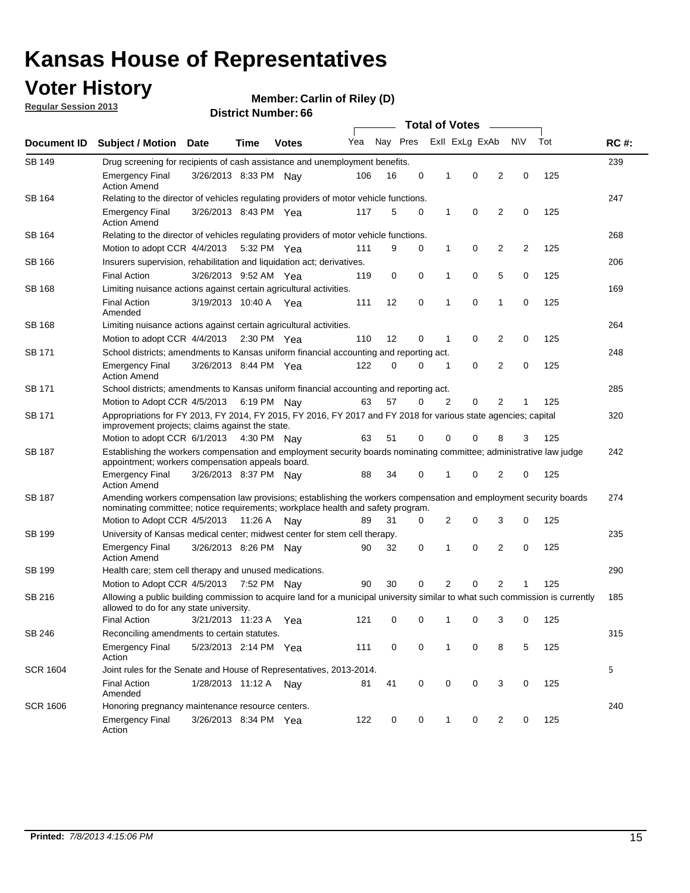# Kansas House of Representatives

## Voter History

**Regular Session 2013**

**Member: Carlin of Riley (D)**

**District Number: 66**

| Document ID | Subject / Motion | Date | Time | Votes | Yea | Nay | Pres | ExII | ExLg | ExAb | N\V | Tot | RC #: |
|---|---|---|---|---|---|---|---|---|---|---|---|---|---|
| SB 149 | Drug screening for recipients of cash assistance and unemployment benefits. | | | | | | | | | | | | 239 |
| | Emergency Final Action Amend | 3/26/2013 | 8:33 PM | Nay | 106 | 16 | 0 | 1 | 0 | 2 | 0 | 125 | |
| SB 164 | Relating to the director of vehicles regulating providers of motor vehicle functions. | | | | | | | | | | | | 247 |
| | Emergency Final Action Amend | 3/26/2013 | 8:43 PM | Yea | 117 | 5 | 0 | 1 | 0 | 2 | 0 | 125 | |
| SB 164 | Relating to the director of vehicles regulating providers of motor vehicle functions. | | | | | | | | | | | | 268 |
| | Motion to adopt CCR | 4/4/2013 | 5:32 PM | Yea | 111 | 9 | 0 | 1 | 0 | 2 | 2 | 125 | |
| SB 166 | Insurers supervision, rehabilitation and liquidation act; derivatives. | | | | | | | | | | | | 206 |
| | Final Action | 3/26/2013 | 9:52 AM | Yea | 119 | 0 | 0 | 1 | 0 | 5 | 0 | 125 | |
| SB 168 | Limiting nuisance actions against certain agricultural activities. | | | | | | | | | | | | 169 |
| | Final Action Amended | 3/19/2013 | 10:40 A | Yea | 111 | 12 | 0 | 1 | 0 | 1 | 0 | 125 | |
| SB 168 | Limiting nuisance actions against certain agricultural activities. | | | | | | | | | | | | 264 |
| | Motion to adopt CCR | 4/4/2013 | 2:30 PM | Yea | 110 | 12 | 0 | 1 | 0 | 2 | 0 | 125 | |
| SB 171 | School districts; amendments to Kansas uniform financial accounting and reporting act. | | | | | | | | | | | | 248 |
| | Emergency Final Action Amend | 3/26/2013 | 8:44 PM | Yea | 122 | 0 | 0 | 1 | 0 | 2 | 0 | 125 | |
| SB 171 | School districts; amendments to Kansas uniform financial accounting and reporting act. | | | | | | | | | | | | 285 |
| | Motion to Adopt CCR | 4/5/2013 | 6:19 PM | Nay | 63 | 57 | 0 | 2 | 0 | 2 | 1 | 125 | |
| SB 171 | Appropriations for FY 2013, FY 2014, FY 2015, FY 2016, FY 2017 and FY 2018 for various state agencies; capital improvement projects; claims against the state. | | | | | | | | | | | | 320 |
| | Motion to adopt CCR | 6/1/2013 | 4:30 PM | Nay | 63 | 51 | 0 | 0 | 0 | 8 | 3 | 125 | |
| SB 187 | Establishing the workers compensation and employment security boards nominating committee; administrative law judge appointment; workers compensation appeals board. | | | | | | | | | | | | 242 |
| | Emergency Final Action Amend | 3/26/2013 | 8:37 PM | Nay | 88 | 34 | 0 | 1 | 0 | 2 | 0 | 125 | |
| SB 187 | Amending workers compensation law provisions; establishing the workers compensation and employment security boards nominating committee; notice requirements; workplace health and safety program. | | | | | | | | | | | | 274 |
| | Motion to Adopt CCR | 4/5/2013 | 11:26 A | Nay | 89 | 31 | 0 | 2 | 0 | 3 | 0 | 125 | |
| SB 199 | University of Kansas medical center; midwest center for stem cell therapy. | | | | | | | | | | | | 235 |
| | Emergency Final Action Amend | 3/26/2013 | 8:26 PM | Nay | 90 | 32 | 0 | 1 | 0 | 2 | 0 | 125 | |
| SB 199 | Health care; stem cell therapy and unused medications. | | | | | | | | | | | | 290 |
| | Motion to Adopt CCR | 4/5/2013 | 7:52 PM | Nay | 90 | 30 | 0 | 2 | 0 | 2 | 1 | 125 | |
| SB 216 | Allowing a public building commission to acquire land for a municipal university similar to what such commission is currently allowed to do for any state university. | | | | | | | | | | | | 185 |
| | Final Action | 3/21/2013 | 11:23 A | Yea | 121 | 0 | 0 | 1 | 0 | 3 | 0 | 125 | |
| SB 246 | Reconciling amendments to certain statutes. | | | | | | | | | | | | 315 |
| | Emergency Final Action | 5/23/2013 | 2:14 PM | Yea | 111 | 0 | 0 | 1 | 0 | 8 | 5 | 125 | |
| SCR 1604 | Joint rules for the Senate and House of Representatives, 2013-2014. | | | | | | | | | | | | 5 |
| | Final Action Amended | 1/28/2013 | 11:12 A | Nay | 81 | 41 | 0 | 0 | 0 | 3 | 0 | 125 | |
| SCR 1606 | Honoring pregnancy maintenance resource centers. | | | | | | | | | | | | 240 |
| | Emergency Final Action | 3/26/2013 | 8:34 PM | Yea | 122 | 0 | 0 | 1 | 0 | 2 | 0 | 125 | |

**Printed:** *7/8/2013 4:15:06 PM*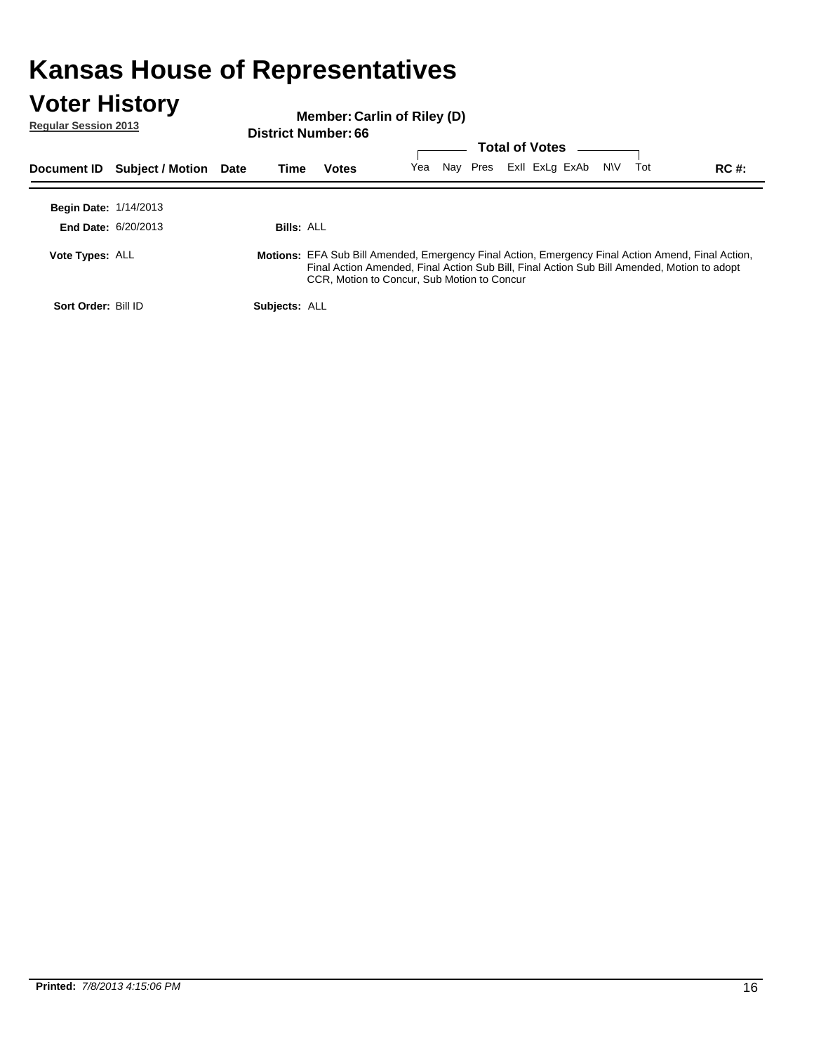# Kansas House of Representatives

## Voter History

**Regular Session 2013**

**Member:** Carlin of Riley (D)

**District Number:** 66

| Document ID | Subject / Motion | Date | Time | Votes | Yea | Nay | Pres | ExII | ExLg | ExAb | N\V | Tot | RC #: |
|---|---|---|---|---|---|---|---|---|---|---|---|---|---|

(Total of Votes: Yea, Nay, Pres, ExII, ExLg, ExAb, N\V, Tot)

**Begin Date:** 1/14/2013

**End Date:** 6/20/2013

**Bills:** ALL

**Vote Types:** ALL

**Motions:** EFA Sub Bill Amended, Emergency Final Action, Emergency Final Action Amend, Final Action, Final Action Amended, Final Action Sub Bill, Final Action Sub Bill Amended, Motion to adopt CCR, Motion to Concur, Sub Motion to Concur

**Sort Order:** Bill ID

**Subjects:** ALL

**Printed:** *7/8/2013 4:15:06 PM*